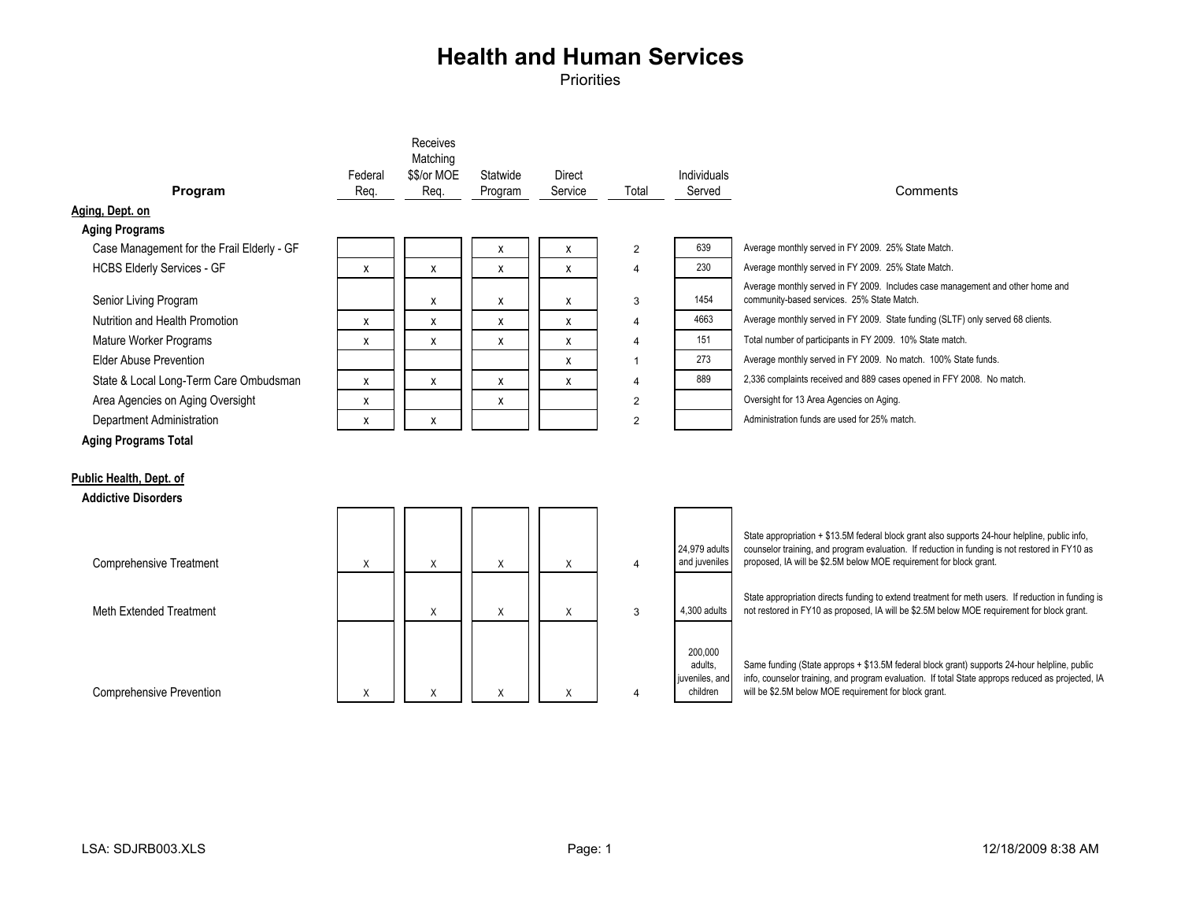# Health and Human Services

Priorities

| Program | Federal Req. | Receives Matching $$/or MOE Req. | Statewide Program | Direct Service | Total | Individuals Served | Comments |
|---|---|---|---|---|---|---|---|
| **Aging, Dept. on** | | | | | | | |
| **Aging Programs** | | | | | | | |
| Case Management for the Frail Elderly - GF | | | x | x | 2 | 639 | Average monthly served in FY 2009. 25% State Match. |
| HCBS Elderly Services - GF | x | x | x | x | 4 | 230 | Average monthly served in FY 2009. 25% State Match. |
| Senior Living Program | | x | x | x | 3 | 1454 | Average monthly served in FY 2009. Includes case management and other home and community-based services. 25% State Match. |
| Nutrition and Health Promotion | x | x | x | x | 4 | 4663 | Average monthly served in FY 2009. State funding (SLTF) only served 68 clients. |
| Mature Worker Programs | x | x | x | x | 4 | 151 | Total number of participants in FY 2009. 10% State match. |
| Elder Abuse Prevention | | | | x | 1 | 273 | Average monthly served in FY 2009. No match. 100% State funds. |
| State & Local Long-Term Care Ombudsman | x | x | x | x | 4 | 889 | 2,336 complaints received and 889 cases opened in FFY 2008. No match. |
| Area Agencies on Aging Oversight | x | | x | | 2 | | Oversight for 13 Area Agencies on Aging. |
| Department Administration | x | x | | | 2 | | Administration funds are used for 25% match. |
| **Aging Programs Total** | | | | | | | |
| **Public Health, Dept. of** | | | | | | | |
| **Addictive Disorders** | | | | | | | |
| Comprehensive Treatment | x | x | x | x | 4 | 24,979 adults and juveniles | State appropriation + $13.5M federal block grant also supports 24-hour helpline, public info, counselor training, and program evaluation. If reduction in funding is not restored in FY10 as proposed, IA will be $2.5M below MOE requirement for block grant. |
| Meth Extended Treatment | | x | x | x | 3 | 4,300 adults | State appropriation directs funding to extend treatment for meth users. If reduction in funding is not restored in FY10 as proposed, IA will be $2.5M below MOE requirement for block grant. |
| Comprehensive Prevention | x | x | x | x | 4 | 200,000 adults, juveniles, and children | Same funding (State approps + $13.5M federal block grant) supports 24-hour helpline, public info, counselor training, and program evaluation. If total State approps reduced as projected, IA will be $2.5M below MOE requirement for block grant. |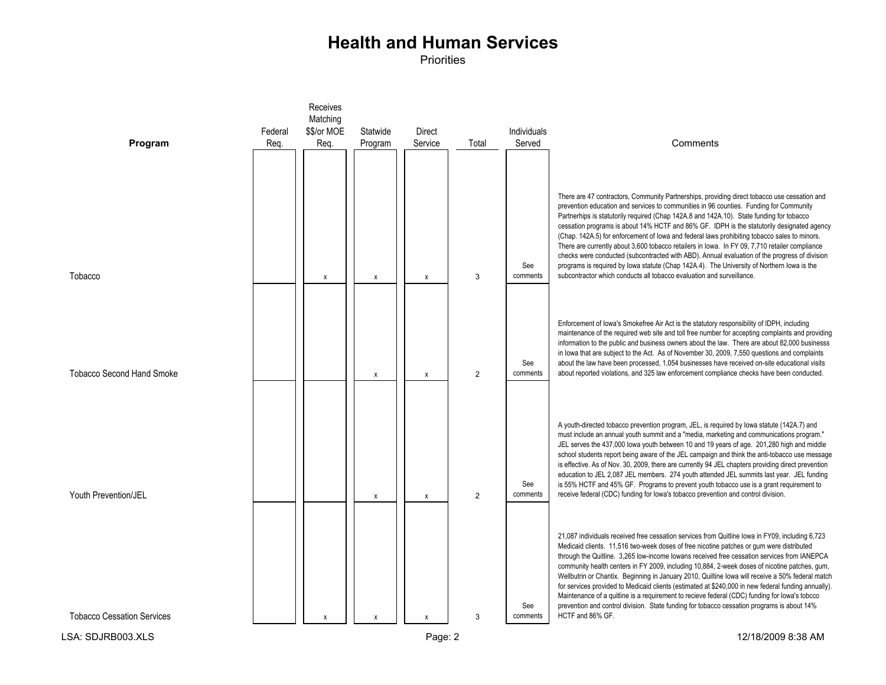# Health and Human Services

Priorities

| Program | Federal Req. | Receives Matching $$/or MOE Req. | Statewide Program | Direct Service | Total | Individuals Served | Comments |
|---|---|---|---|---|---|---|---|
| Tobacco | | x | x | x | 3 | See comments | There are 47 contractors, Community Partnerships, providing direct tobacco use cessation and prevention education and services to communities in 96 counties. Funding for Community Partnerhips is statutorily required (Chap 142A.8 and 142A.10). State funding for tobacco cessation programs is about 14% HCTF and 86% GF. IDPH is the statutorily designated agency (Chap. 142A.5) for enforcement of Iowa and federal laws prohibiting tobacco sales to minors. There are currently about 3,600 tobacco retailers in Iowa. In FY 09, 7,710 retailer compliance checks were conducted (subcontracted with ABD). Annual evaluation of the progress of division programs is required by Iowa statute (Chap 142A.4). The University of Northern Iowa is the subcontractor which conducts all tobacco evaluation and surveillance. |
| Tobacco Second Hand Smoke | | | x | x | 2 | See comments | Enforcement of Iowa's Smokefree Air Act is the statutory responsibility of IDPH, including maintenance of the required web site and toll free number for accepting complaints and providing information to the public and business owners about the law. There are about 82,000 businesss in Iowa that are subject to the Act. As of November 30, 2009, 7,550 questions and complaints about the law have been processed, 1,054 businesses have received on-site educational visits about reported violations, and 325 law enforcement compliance checks have been conducted. |
| Youth Prevention/JEL | | | x | x | 2 | See comments | A youth-directed tobacco prevention program, JEL, is required by Iowa statute (142A.7) and must include an annual youth summit and a "media, marketing and communications program." JEL serves the 437,000 Iowa youth between 10 and 19 years of age. 201,280 high and middle school students report being aware of the JEL campaign and think the anti-tobacco use message is effective. As of Nov. 30, 2009, there are currently 94 JEL chapters providing direct prevention education to JEL 2,087 JEL members. 274 youth attended JEL summits last year. JEL funding is 55% HCTF and 45% GF. Programs to prevent youth tobacco use is a grant requirement to receive federal (CDC) funding for Iowa's tobacco prevention and control division. |
| Tobacco Cessation Services | | x | x | x | 3 | See comments | 21,087 individuals received free cessation services from Quitline Iowa in FY09, including 6,723 Medicaid clients. 11,516 two-week doses of free nicotine patches or gum were distributed through the Quitline. 3,265 low-income Iowans received free cessation services from IANEPCA community health centers in FY 2009, including 10,884, 2-week doses of nicotine patches, gum, Wellbutrin or Chantix. Beginning in January 2010, Quiltine Iowa will receive a 50% federal match for services provided to Medicaid clients (estimated at $240,000 in new federal funding annually). Maintenance of a quitline is a requirement to recieve federal (CDC) funding for Iowa's tobcco prevention and control division. State funding for tobacco cessation programs is about 14% HCTF and 86% GF. |

LSA: SDJRB003.XLS 12/18/2009 8:38 AM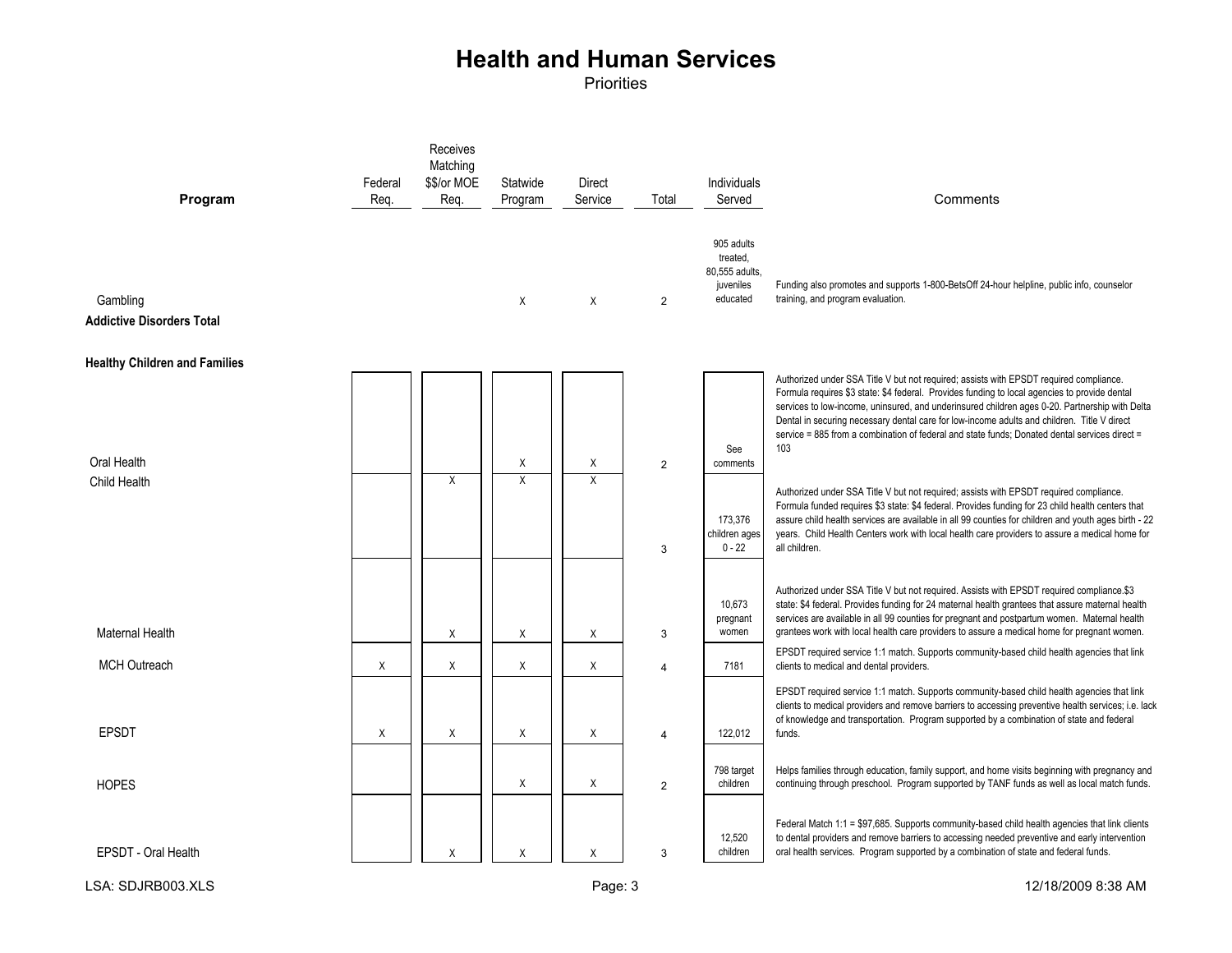# Health and Human Services

Priorities

| Program | Federal Req. | Receives Matching $$/or MOE Req. | Statewide Program | Direct Service | Total | Individuals Served | Comments |
|---|---|---|---|---|---|---|---|
| Gambling | | | X | X | 2 | 905 adults treated, 80,555 adults, juveniles educated | Funding also promotes and supports 1-800-BetsOff 24-hour helpline, public info, counselor training, and program evaluation. |
| **Addictive Disorders Total** | | | | | | | |
| **Healthy Children and Families** | | | | | | | |
| Oral Health | | | X | X | 2 | See comments | Authorized under SSA Title V but not required; assists with EPSDT required compliance. Formula requires $3 state: $4 federal. Provides funding to local agencies to provide dental services to low-income, uninsured, and underinsured children ages 0-20. Partnership with Delta Dental in securing necessary dental care for low-income adults and children. Title V direct service = 885 from a combination of federal and state funds; Donated dental services direct = 103 |
| Child Health | | X | X | X | 3 | 173,376 children ages 0 - 22 | Authorized under SSA Title V but not required; assists with EPSDT required compliance. Formula funded requires $3 state: $4 federal. Provides funding for 23 child health centers that assure child health services are available in all 99 counties for children and youth ages birth - 22 years. Child Health Centers work with local health care providers to assure a medical home for all children. |
| Maternal Health | | X | X | X | 3 | 10,673 pregnant women | Authorized under SSA Title V but not required. Assists with EPSDT required compliance.$3 state: $4 federal. Provides funding for 24 maternal health grantees that assure maternal health services are available in all 99 counties for pregnant and postpartum women. Maternal health grantees work with local health care providers to assure a medical home for pregnant women. |
| MCH Outreach | X | X | X | X | 4 | 7181 | EPSDT required service 1:1 match. Supports community-based child health agencies that link clients to medical and dental providers. |
| EPSDT | X | X | X | X | 4 | 122,012 | EPSDT required service 1:1 match. Supports community-based child health agencies that link clients to medical providers and remove barriers to accessing preventive health services; i.e. lack of knowledge and transportation. Program supported by a combination of state and federal funds. |
| HOPES | | | X | X | 2 | 798 target children | Helps families through education, family support, and home visits beginning with pregnancy and continuing through preschool. Program supported by TANF funds as well as local match funds. |
| EPSDT - Oral Health | | X | X | X | 3 | 12,520 children | Federal Match 1:1 = $97,685. Supports community-based child health agencies that link clients to dental providers and remove barriers to accessing needed preventive and early intervention oral health services. Program supported by a combination of state and federal funds. |

LSA: SDJRB003.XLS

12/18/2009 8:38 AM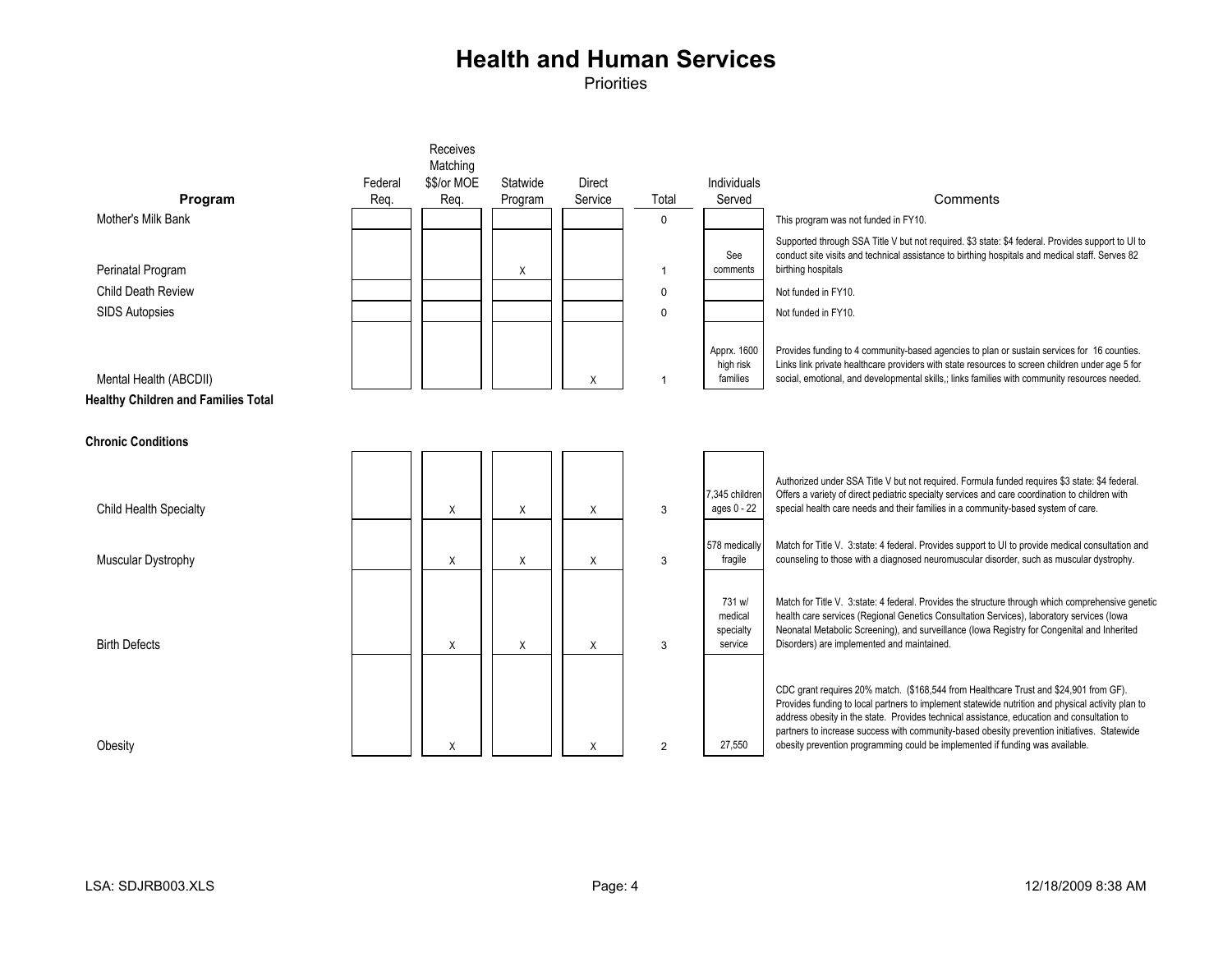# Health and Human Services

Priorities

| Program | Federal Req. | Receives Matching $$/or MOE Req. | Statewide Program | Direct Service | Total | Individuals Served | Comments |
|---|---|---|---|---|---|---|---|
| Mother's Milk Bank | | | | | 0 | | This program was not funded in FY10. |
| Perinatal Program | | | X | | 1 | See comments | Supported through SSA Title V but not required. $3 state: $4 federal. Provides support to UI to conduct site visits and technical assistance to birthing hospitals and medical staff. Serves 82 birthing hospitals |
| Child Death Review | | | | | 0 | | Not funded in FY10. |
| SIDS Autopsies | | | | | 0 | | Not funded in FY10. |
| Mental Health (ABCDII) | | | | X | 1 | Apprx. 1600 high risk families | Provides funding to 4 community-based agencies to plan or sustain services for 16 counties. Links link private healthcare providers with state resources to screen children under age 5 for social, emotional, and developmental skills,; links families with community resources needed. |
| **Healthy Children and Families Total** | | | | | | | |
| **Chronic Conditions** | | | | | | | |
| Child Health Specialty | | X | X | X | 3 | 7,345 children ages 0 - 22 | Authorized under SSA Title V but not required. Formula funded requires $3 state: $4 federal. Offers a variety of direct pediatric specialty services and care coordination to children with special health care needs and their families in a community-based system of care. |
| Muscular Dystrophy | | X | X | X | 3 | 578 medically fragile | Match for Title V. 3:state: 4 federal. Provides support to UI to provide medical consultation and counseling to those with a diagnosed neuromuscular disorder, such as muscular dystrophy. |
| Birth Defects | | X | X | X | 3 | 731 w/ medical specialty service | Match for Title V. 3:state: 4 federal. Provides the structure through which comprehensive genetic health care services (Regional Genetics Consultation Services), laboratory services (Iowa Neonatal Metabolic Screening), and surveillance (Iowa Registry for Congenital and Inherited Disorders) are implemented and maintained. |
| Obesity | | X | | X | 2 | 27,550 | CDC grant requires 20% match. ($168,544 from Healthcare Trust and $24,901 from GF). Provides funding to local partners to implement statewide nutrition and physical activity plan to address obesity in the state. Provides technical assistance, education and consultation to partners to increase success with community-based obesity prevention initiatives. Statewide obesity prevention programming could be implemented if funding was available. |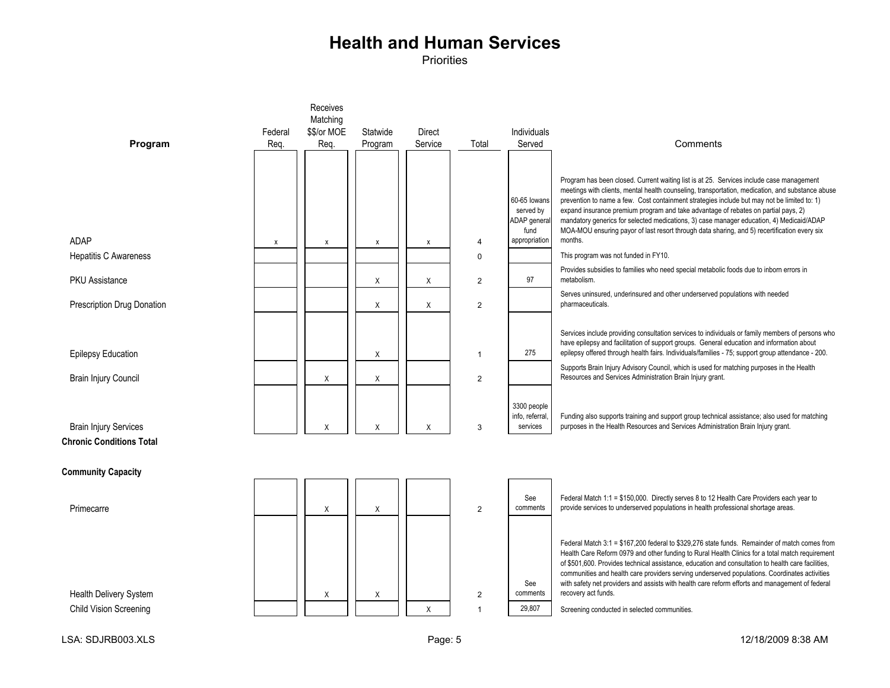# Health and Human Services

Priorities

| Program | Federal Req. | Receives Matching $$/or MOE Req. | Statewide Program | Direct Service | Total | Individuals Served | Comments |
|---|---|---|---|---|---|---|---|
| ADAP | x | x | x | x | 4 | 60-65 Iowans served by ADAP general fund appropriation | Program has been closed. Current waiting list is at 25. Services include case management meetings with clients, mental health counseling, transportation, medication, and substance abuse prevention to name a few. Cost containment strategies include but may not be limited to: 1) expand insurance premium program and take advantage of rebates on partial pays, 2) mandatory generics for selected medications, 3) case manager education, 4) Medicaid/ADAP MOA-MOU ensuring payor of last resort through data sharing, and 5) recertification every six months. |
| Hepatitis C Awareness | | | | | 0 | | This program was not funded in FY10. |
| PKU Assistance | | | X | X | 2 | 97 | Provides subsidies to families who need special metabolic foods due to inborn errors in metabolism. |
| Prescription Drug Donation | | | X | X | 2 | | Serves uninsured, underinsured and other underserved populations with needed pharmaceuticals. |
| Epilepsy Education | | | X | | 1 | 275 | Services include providing consultation services to individuals or family members of persons who have epilepsy and facilitation of support groups. General education and information about epilepsy offered through health fairs. Individuals/families - 75; support group attendance - 200. |
| Brain Injury Council | | X | X | | 2 | | Supports Brain Injury Advisory Council, which is used for matching purposes in the Health Resources and Services Administration Brain Injury grant. |
| Brain Injury Services | | X | X | X | 3 | 3300 people info, referral, services | Funding also supports training and support group technical assistance; also used for matching purposes in the Health Resources and Services Administration Brain Injury grant. |
| **Chronic Conditions Total** | | | | | | | |
| **Community Capacity** | | | | | | | |
| Primecarre | | X | X | | 2 | See comments | Federal Match 1:1 = $150,000. Directly serves 8 to 12 Health Care Providers each year to provide services to underserved populations in health professional shortage areas. |
| Health Delivery System | | X | X | | 2 | See comments | Federal Match 3:1 = $167,200 federal to $329,276 state funds. Remainder of match comes from Health Care Reform 0979 and other funding to Rural Health Clinics for a total match requirement of $501,600. Provides technical assistance, education and consultation to health care facilities, communities and health care providers serving underserved populations. Coordinates activities with safety net providers and assists with health care reform efforts and management of federal recovery act funds. |
| Child Vision Screening | | | | X | 1 | 29,807 | Screening conducted in selected communities. |

LSA: SDJRB003.XLS 12/18/2009 8:38 AM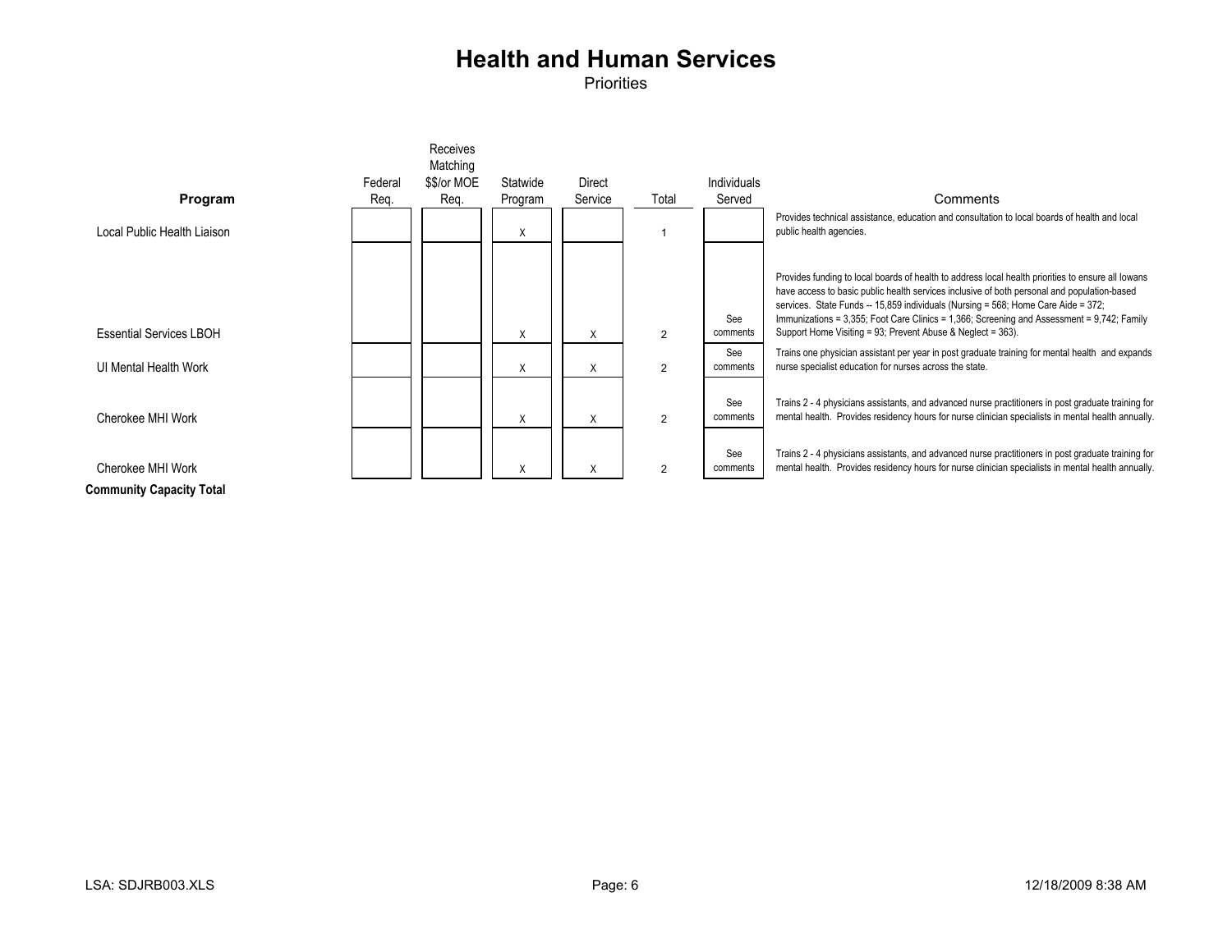# Health and Human Services

Priorities

| Program | Federal Req. | Receives Matching $$/or MOE Req. | Statewide Program | Direct Service | Total | Individuals Served | Comments |
|---|---|---|---|---|---|---|---|
| Local Public Health Liaison | | | X | | 1 | | Provides technical assistance, education and consultation to local boards of health and local public health agencies. |
| Essential Services LBOH | | | X | X | 2 | See comments | Provides funding to local boards of health to address local health priorities to ensure all Iowans have access to basic public health services inclusive of both personal and population-based services. State Funds -- 15,859 individuals (Nursing = 568; Home Care Aide = 372; Immunizations = 3,355; Foot Care Clinics = 1,366; Screening and Assessment = 9,742; Family Support Home Visiting = 93; Prevent Abuse & Neglect = 363). |
| UI Mental Health Work | | | X | X | 2 | See comments | Trains one physician assistant per year in post graduate training for mental health and expands nurse specialist education for nurses across the state. |
| Cherokee MHI Work | | | X | X | 2 | See comments | Trains 2 - 4 physicians assistants, and advanced nurse practitioners in post graduate training for mental health. Provides residency hours for nurse clinician specialists in mental health annually. |
| Cherokee MHI Work | | | X | X | 2 | See comments | Trains 2 - 4 physicians assistants, and advanced nurse practitioners in post graduate training for mental health. Provides residency hours for nurse clinician specialists in mental health annually. |
| **Community Capacity Total** | | | | | | | |

LSA: SDJRB003.XLS

12/18/2009 8:38 AM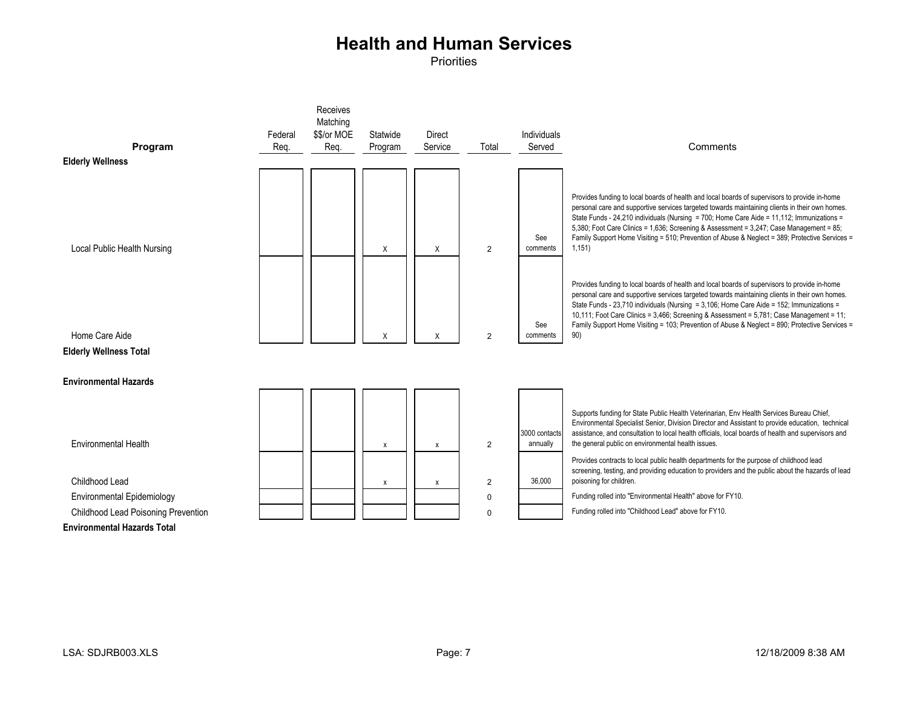# Health and Human Services

Priorities

| Program | Federal Req. | Receives Matching $$/or MOE Req. | Statewide Program | Direct Service | Total | Individuals Served | Comments |
|---|---|---|---|---|---|---|---|
| **Elderly Wellness** | | | | | | | |
| Local Public Health Nursing | | | X | X | 2 | See comments | Provides funding to local boards of health and local boards of supervisors to provide in-home personal care and supportive services targeted towards maintaining clients in their own homes. State Funds - 24,210 individuals (Nursing = 700; Home Care Aide = 11,112; Immunizations = 5,380; Foot Care Clinics = 1,636; Screening & Assessment = 3,247; Case Management = 85; Family Support Home Visiting = 510; Prevention of Abuse & Neglect = 389; Protective Services = 1,151) |
| Home Care Aide | | | X | X | 2 | See comments | Provides funding to local boards of health and local boards of supervisors to provide in-home personal care and supportive services targeted towards maintaining clients in their own homes. State Funds - 23,710 individuals (Nursing = 3,106; Home Care Aide = 152; Immunizations = 10,111; Foot Care Clinics = 3,466; Screening & Assessment = 5,781; Case Management = 11; Family Support Home Visiting = 103; Prevention of Abuse & Neglect = 890; Protective Services = 90) |
| **Elderly Wellness Total** | | | | | | | |
| **Environmental Hazards** | | | | | | | |
| Environmental Health | | | x | x | 2 | 3000 contacts annually | Supports funding for State Public Health Veterinarian, Env Health Services Bureau Chief, Environmental Specialist Senior, Division Director and Assistant to provide education, technical assistance, and consultation to local health officials, local boards of health and supervisors and the general public on environmental health issues. |
| Childhood Lead | | | x | x | 2 | 36,000 | Provides contracts to local public health departments for the purpose of childhood lead screening, testing, and providing education to providers and the public about the hazards of lead poisoning for children. |
| Environmental Epidemiology | | | | | 0 | | Funding rolled into "Environmental Health" above for FY10. |
| Childhood Lead Poisoning Prevention | | | | | 0 | | Funding rolled into "Childhood Lead" above for FY10. |
| **Environmental Hazards Total** | | | | | | | |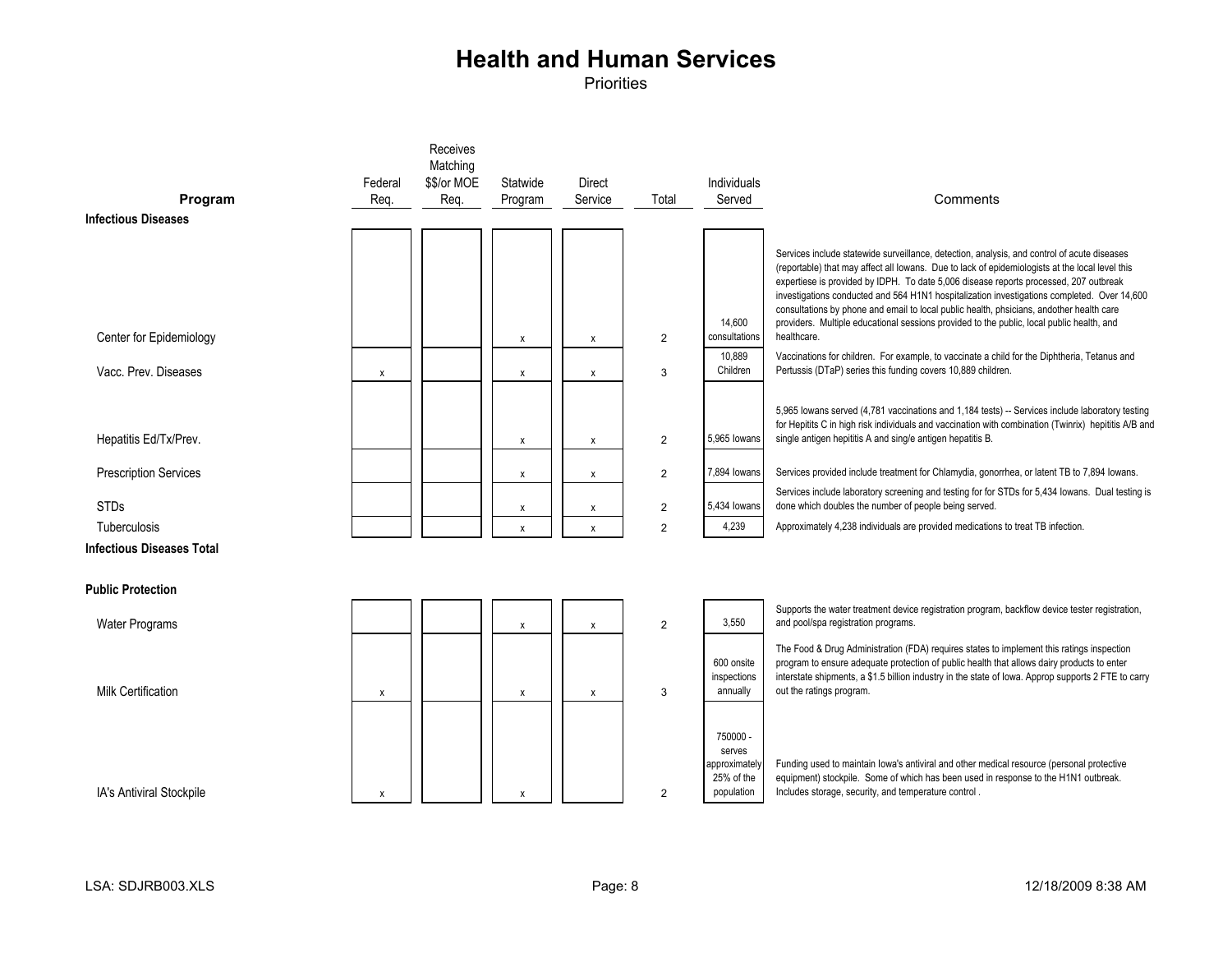# Health and Human Services

Priorities

| Program | Federal Req. | Receives Matching $$/or MOE Req. | Statwide Program | Direct Service | Total | Individuals Served | Comments |
|---|---|---|---|---|---|---|---|
| **Infectious Diseases** | | | | | | | |
| Center for Epidemiology | | | x | x | 2 | 14,600 consultations | Services include statewide surveillance, detection, analysis, and control of acute diseases (reportable) that may affect all Iowans. Due to lack of epidemiologists at the local level this expertiese is provided by IDPH. To date 5,006 disease reports processed, 207 outbreak investigations conducted and 564 H1N1 hospitalization investigations completed. Over 14,600 consultations by phone and email to local public health, phsicians, andother health care providers. Multiple educational sessions provided to the public, local public health, and healthcare. |
| Vacc. Prev. Diseases | x | | x | x | 3 | 10,889 Children | Vaccinations for children. For example, to vaccinate a child for the Diphtheria, Tetanus and Pertussis (DTaP) series this funding covers 10,889 children. |
| Hepatitis Ed/Tx/Prev. | | | x | x | 2 | 5,965 Iowans | 5,965 Iowans served (4,781 vaccinations and 1,184 tests) -- Services include laboratory testing for Hepitits C in high risk individuals and vaccination with combination (Twinrix) hepititis A/B and single antigen hepititis A and single antigen hepatitis B. |
| Prescription Services | | | x | x | 2 | 7,894 Iowans | Services provided include treatment for Chlamydia, gonorrhea, or latent TB to 7,894 Iowans. |
| STDs | | | x | x | 2 | 5,434 Iowans | Services include laboratory screening and testing for for STDs for 5,434 Iowans. Dual testing is done which doubles the number of people being served. |
| Tuberculosis | | | x | x | 2 | 4,239 | Approximately 4,238 individuals are provided medications to treat TB infection. |
| **Infectious Diseases Total** | | | | | | | |
| **Public Protection** | | | | | | | |
| Water Programs | | | x | x | 2 | 3,550 | Supports the water treatment device registration program, backflow device tester registration, and pool/spa registration programs. |
| Milk Certification | x | | x | x | 3 | 600 onsite inspections annually | The Food & Drug Administration (FDA) requires states to implement this ratings inspection program to ensure adequate protection of public health that allows dairy products to enter interstate shipments, a $1.5 billion industry in the state of Iowa. Approp supports 2 FTE to carry out the ratings program. |
| IA's Antiviral Stockpile | x | | x | | 2 | 750000 - serves approximately 25% of the population | Funding used to maintain Iowa's antiviral and other medical resource (personal protective equipment) stockpile. Some of which has been used in response to the H1N1 outbreak. Includes storage, security, and temperature control . |

LSA: SDJRB003.XLS 12/18/2009 8:38 AM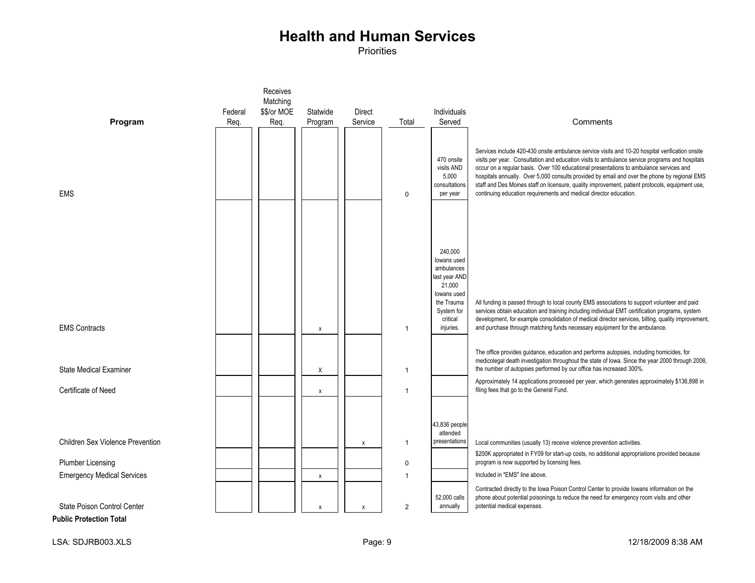# Health and Human Services

Priorities

| Program | Federal Req. | Receives Matching $$/or MOE Req. | Statwide Program | Direct Service | Total | Individuals Served | Comments |
|---|---|---|---|---|---|---|---|
| EMS | | | | | 0 | 470 onsite visits AND 5,000 consultations per year | Services include 420-430 onsite ambulance service visits and 10-20 hospital verification onsite visits per year. Consultation and education visits to ambulance service programs and hospitals occur on a regular basis. Over 100 educational presentations to ambulance services and hospitals annually. Over 5,000 consults provided by email and over the phone by regional EMS staff and Des Moines staff on licensure, quality improvement, patient protocols, equipment use, continuing education requirements and medical director education. |
| EMS Contracts | | | x | | 1 | 240,000 Iowans used ambulances last year AND 21,000 Iowans used the Trauma System for critical injuries. | All funding is passed through to local county EMS associations to support volunteer and paid services obtain education and training including individual EMT certification programs, system development, for example consolidation of medical director services, billing, quality improvement, and purchase through matching funds necessary equipment for the ambulance. |
| State Medical Examiner | | | X | | 1 | | The office provides guidance, education and performs autopsies, including homicides, for medicolegal death investigation throughout the state of Iowa. Since the year 2000 through 2008, the number of autopsies performed by our office has increased 300%. |
| Certificate of Need | | | x | | 1 | | Approximately 14 applications processed per year, which generates approximately $136,898 in filing fees that go to the General Fund. |
| Children Sex Violence Prevention | | | | x | 1 | 43,836 people attended presentations | Local communities (usually 13) receive violence prevention activities. |
| Plumber Licensing | | | | | 0 | | $200K appropriated in FY09 for start-up costs, no additional appropriations provided because program is now supported by licensing fees. |
| Emergency Medical Services | | | x | | 1 | | Included in "EMS" line above. |
| State Poison Control Center | | | x | x | 2 | 52,000 calls annually | Contracted directly to the Iowa Poison Control Center to provide Iowans information on the phone about potential poisonings to reduce the need for emergency room visits and other potential medical expenses. |
| **Public Protection Total** | | | | | | | |

LSA: SDJRB003.XLS 12/18/2009 8:38 AM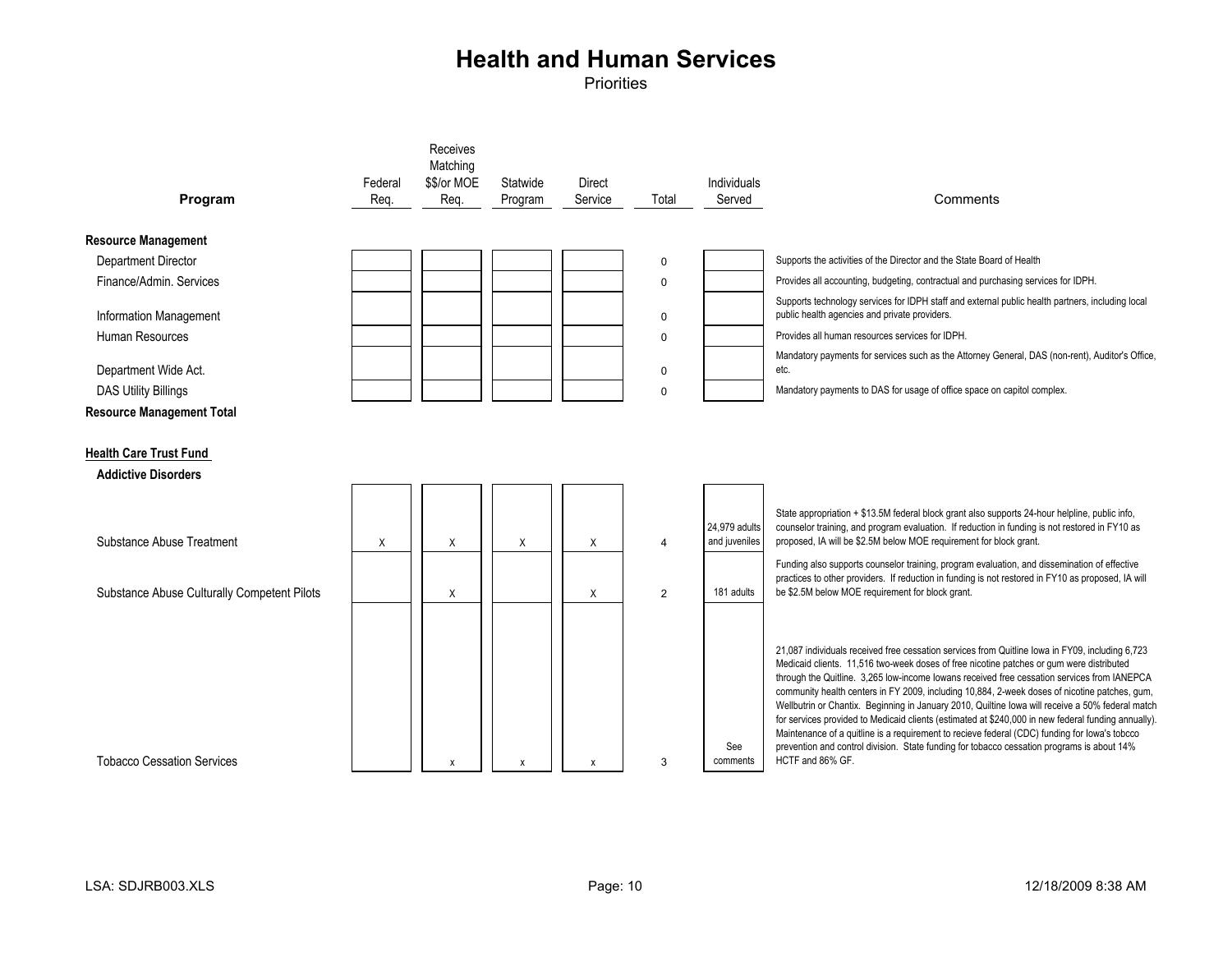# Health and Human Services

Priorities

| Program | Federal Req. | Receives Matching $$/or MOE Req. | Statewide Program | Direct Service | Total | Individuals Served | Comments |
|---|---|---|---|---|---|---|---|
| **Resource Management** | | | | | | | |
| Department Director | | | | | 0 | | Supports the activities of the Director and the State Board of Health |
| Finance/Admin. Services | | | | | 0 | | Provides all accounting, budgeting, contractual and purchasing services for IDPH. |
| Information Management | | | | | 0 | | Supports technology services for IDPH staff and external public health partners, including local public health agencies and private providers. |
| Human Resources | | | | | 0 | | Provides all human resources services for IDPH. |
| Department Wide Act. | | | | | 0 | | Mandatory payments for services such as the Attorney General, DAS (non-rent), Auditor's Office, etc. |
| DAS Utility Billings | | | | | 0 | | Mandatory payments to DAS for usage of office space on capitol complex. |
| **Resource Management Total** | | | | | | | |
| **Health Care Trust Fund** | | | | | | | |
| **Addictive Disorders** | | | | | | | |
| Substance Abuse Treatment | X | X | X | X | 4 | 24,979 adults and juveniles | State appropriation + $13.5M federal block grant also supports 24-hour helpline, public info, counselor training, and program evaluation. If reduction in funding is not restored in FY10 as proposed, IA will be $2.5M below MOE requirement for block grant. |
| Substance Abuse Culturally Competent Pilots | | X | | X | 2 | 181 adults | Funding also supports counselor training, program evaluation, and dissemination of effective practices to other providers. If reduction in funding is not restored in FY10 as proposed, IA will be $2.5M below MOE requirement for block grant. |
| Tobacco Cessation Services | | x | x | x | 3 | See comments | 21,087 individuals received free cessation services from Quitline Iowa in FY09, including 6,723 Medicaid clients. 11,516 two-week doses of free nicotine patches or gum were distributed through the Quitline. 3,265 low-income Iowans received free cessation services from IANEPCA community health centers in FY 2009, including 10,884, 2-week doses of nicotine patches, gum, Wellbutrin or Chantix. Beginning in January 2010, Quiltine Iowa will receive a 50% federal match for services provided to Medicaid clients (estimated at $240,000 in new federal funding annually). Maintenance of a quitline is a requirement to recieve federal (CDC) funding for Iowa's tobcco prevention and control division. State funding for tobacco cessation programs is about 14% HCTF and 86% GF. |

LSA: SDJRB003.XLS 12/18/2009 8:38 AM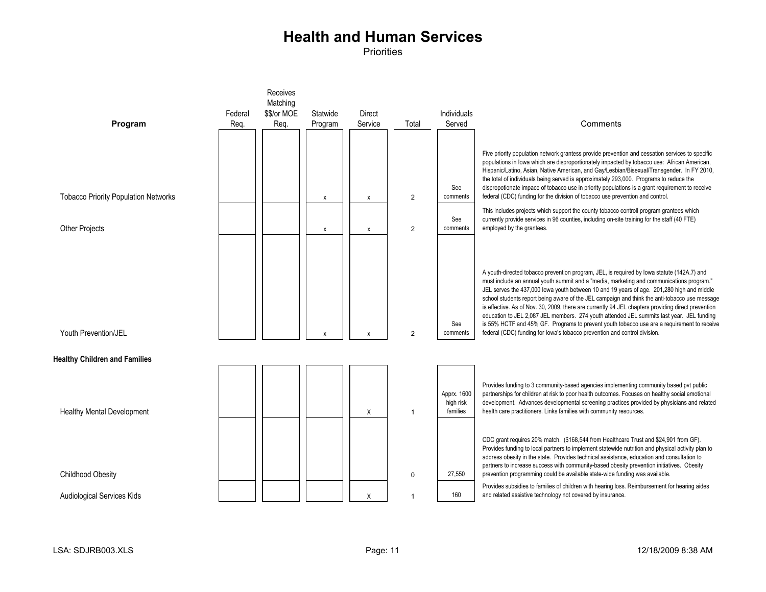# Health and Human Services

Priorities

| Program | Federal Req. | Receives Matching $$/or MOE Req. | Statewide Program | Direct Service | Total | Individuals Served | Comments |
|---|---|---|---|---|---|---|---|
| Tobacco Priority Population Networks | | | x | x | 2 | See comments | Five priority population network grantess provide prevention and cessation services to specific populations in Iowa which are disproportionately impacted by tobacco use: African American, Hispanic/Latino, Asian, Native American, and Gay/Lesbian/Bisexual/Transgender. In FY 2010, the total of individuals being served is approximately 293,000. Programs to reduce the dispropotionate impact of tobacco use in priority populations is a grant requirement to receive federal (CDC) funding for the division of tobacco use prevention and control. |
| Other Projects | | | x | x | 2 | See comments | This includes projects which support the county tobacco controll program grantees which currently provide services in 96 counties, including on-site training for the staff (40 FTE) employed by the grantees. |
| Youth Prevention/JEL | | | x | x | 2 | See comments | A youth-directed tobacco prevention program, JEL, is required by Iowa statute (142A.7) and must include an annual youth summit and a "media, marketing and communications program." JEL serves the 437,000 Iowa youth between 10 and 19 years of age. 201,280 high and middle school students report being aware of the JEL campaign and think the anti-tobacco use message is effective. As of Nov. 30, 2009, there are currently 94 JEL chapters providing direct prevention education to JEL 2,087 JEL members. 274 youth attended JEL summits last year. JEL funding is 55% HCTF and 45% GF. Programs to prevent youth tobacco use are a requirement to receive federal (CDC) funding for Iowa's tobacco prevention and control division. |
| **Healthy Children and Families** | | | | | | | |
| Healthy Mental Development | | | | X | 1 | Apprx. 1600 high risk families | Provides funding to 3 community-based agencies implementing community based pvt public partnerships for children at risk to poor health outcomes. Focuses on healthy social emotional development. Advances developmental screening practices provided by physicians and related health care practitioners. Links families with community resources. |
| Childhood Obesity | | | | | 0 | 27,550 | CDC grant requires 20% match. ($168,544 from Healthcare Trust and $24,901 from GF). Provides funding to local partners to implement statewide nutrition and physical activity plan to address obesity in the state. Provides technical assistance, education and consultation to partners to increase success with community-based obesity prevention initiatives. Obesity prevention programming could be available state-wide funding was available. |
| Audiological Services Kids | | | | X | 1 | 160 | Provides subsidies to families of children with hearing loss. Reimbursement for hearing aides and related assistive technology not covered by insurance. |

LSA: SDJRB003.XLS

12/18/2009 8:38 AM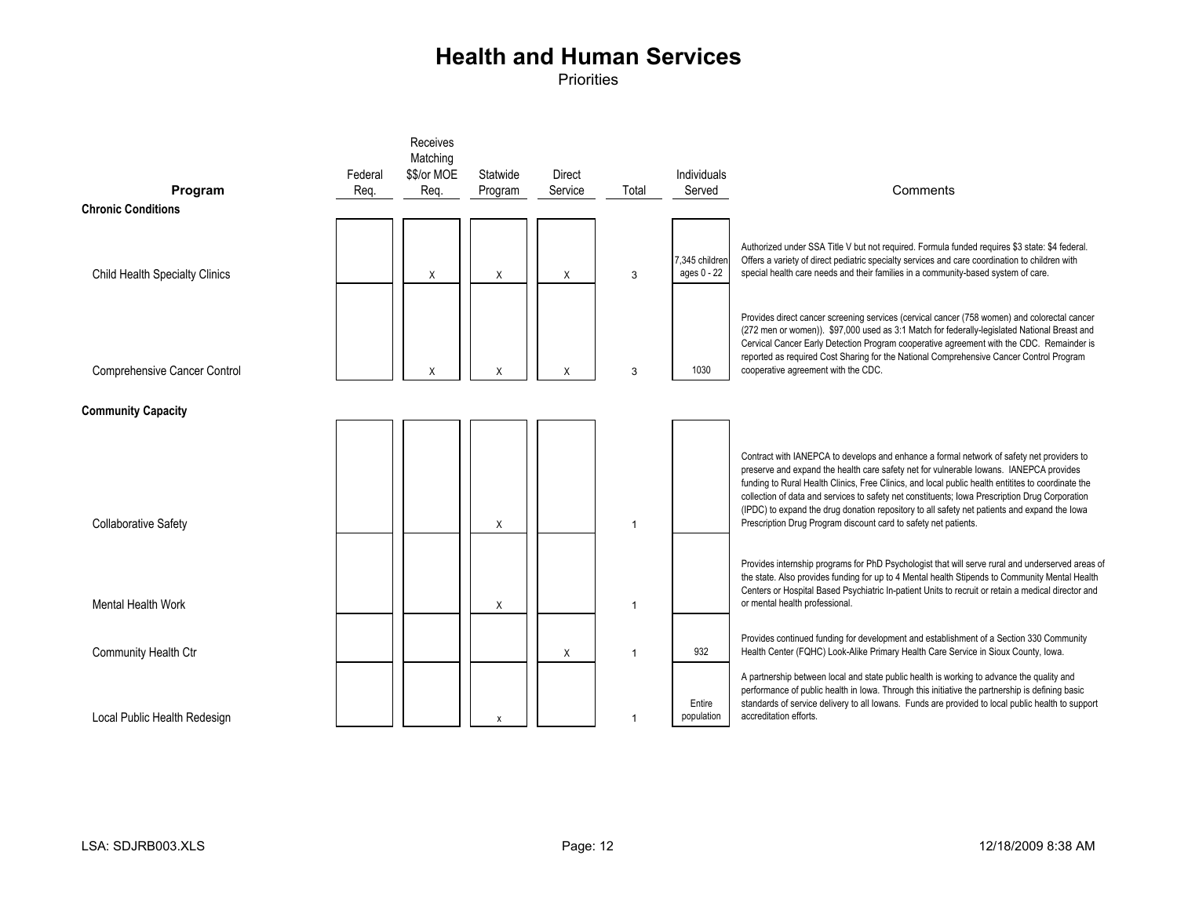# Health and Human Services

Priorities

| Program | Federal Req. | Receives Matching $$/or MOE Req. | Statwide Program | Direct Service | Total | Individuals Served | Comments |
|---|---|---|---|---|---|---|---|
| **Chronic Conditions** | | | | | | | |
| Child Health Specialty Clinics | | X | X | X | 3 | 7,345 children ages 0 - 22 | Authorized under SSA Title V but not required. Formula funded requires $3 state: $4 federal. Offers a variety of direct pediatric specialty services and care coordination to children with special health care needs and their families in a community-based system of care. |
| Comprehensive Cancer Control | | X | X | X | 3 | 1030 | Provides direct cancer screening services (cervical cancer (758 women) and colorectal cancer (272 men or women)). $97,000 used as 3:1 Match for federally-legislated National Breast and Cervical Cancer Early Detection Program cooperative agreement with the CDC. Remainder is reported as required Cost Sharing for the National Comprehensive Cancer Control Program cooperative agreement with the CDC. |
| **Community Capacity** | | | | | | | |
| Collaborative Safety | | | X | | 1 | | Contract with IANEPCA to develops and enhance a formal network of safety net providers to preserve and expand the health care safety net for vulnerable Iowans. IANEPCA provides funding to Rural Health Clinics, Free Clinics, and local public health entitites to coordinate the collection of data and services to safety net constituents; Iowa Prescription Drug Corporation (IPDC) to expand the drug donation repository to all safety net patients and expand the Iowa Prescription Drug Program discount card to safety net patients. |
| Mental Health Work | | | X | | 1 | | Provides internship programs for PhD Psychologist that will serve rural and underserved areas of the state. Also provides funding for up to 4 Mental health Stipends to Community Mental Health Centers or Hospital Based Psychiatric In-patient Units to recruit or retain a medical director and or mental health professional. |
| Community Health Ctr | | | | X | 1 | 932 | Provides continued funding for development and establishment of a Section 330 Community Health Center (FQHC) Look-Alike Primary Health Care Service in Sioux County, Iowa. |
| Local Public Health Redesign | | | x | | 1 | Entire population | A partnership between local and state public health is working to advance the quality and performance of public health in Iowa. Through this initiative the partnership is defining basic standards of service delivery to all Iowans. Funds are provided to local public health to support accreditation efforts. |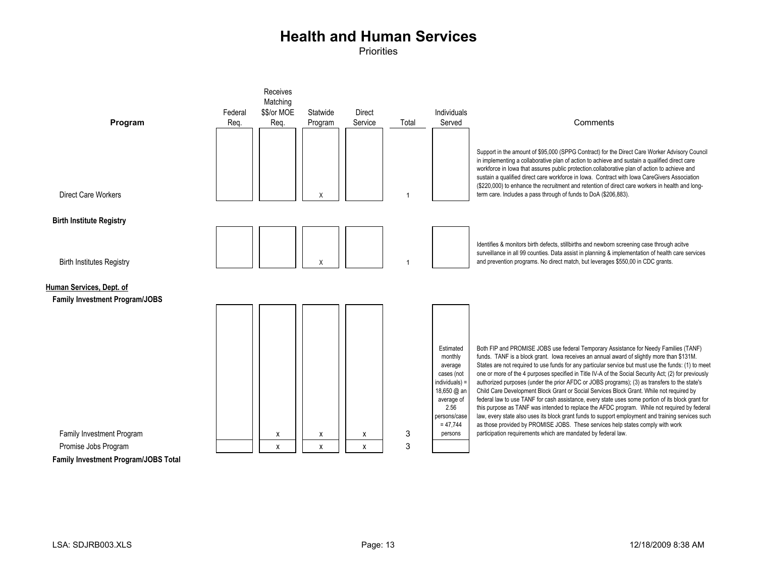# Health and Human Services

Priorities

| Program | Federal Req. | Receives Matching $$/or MOE Req. | Statwide Program | Direct Service | Total | Individuals Served | Comments |
|---|---|---|---|---|---|---|---|
| Direct Care Workers | | | X | | 1 | | Support in the amount of $95,000 (SPPG Contract) for the Direct Care Worker Advisory Council in implementing a collaborative plan of action to achieve and sustain a qualified direct care workforce in Iowa that assures public protection.collaborative plan of action to achieve and sustain a qualified direct care workforce in Iowa. Contract with Iowa CareGivers Association ($220,000) to enhance the recruitment and retention of direct care workers in health and long-term care. Includes a pass through of funds to DoA ($206,883). |
| **Birth Institute Registry** | | | | | | | |
| Birth Institutes Registry | | | X | | 1 | | Identifies & monitors birth defects, stillbirths and newborn screening case through acitve surveillance in all 99 counties. Data assist in planning & implementation of health care services and prevention programs. No direct match, but leverages $550,00 in CDC grants. |
| **Human Services, Dept. of** | | | | | | | |
| **Family Investment Program/JOBS** | | | | | | | |
| Family Investment Program | | x | x | x | 3 | Estimated monthly average cases (not individuals) = 18,650 @ an average of 2.56 persons/case = 47,744 persons | Both FIP and PROMISE JOBS use federal Temporary Assistance for Needy Families (TANF) funds. TANF is a block grant. Iowa receives an annual award of slightly more than $131M. States are not required to use funds for any particular service but must use the funds: (1) to meet one or more of the 4 purposes specified in Title IV-A of the Social Security Act; (2) for previously authorized purposes (under the prior AFDC or JOBS programs); (3) as transfers to the state's Child Care Development Block Grant or Social Services Block Grant. While not required by federal law to use TANF for cash assistance, every state uses some portion of its block grant for this purpose as TANF was intended to replace the AFDC program. While not required by federal law, every state also uses its block grant funds to support employment and training services such as those provided by PROMISE JOBS. These services help states comply with work participation requirements which are mandated by federal law. |
| Promise Jobs Program | | x | x | x | 3 | | |
| **Family Investment Program/JOBS Total** | | | | | | | |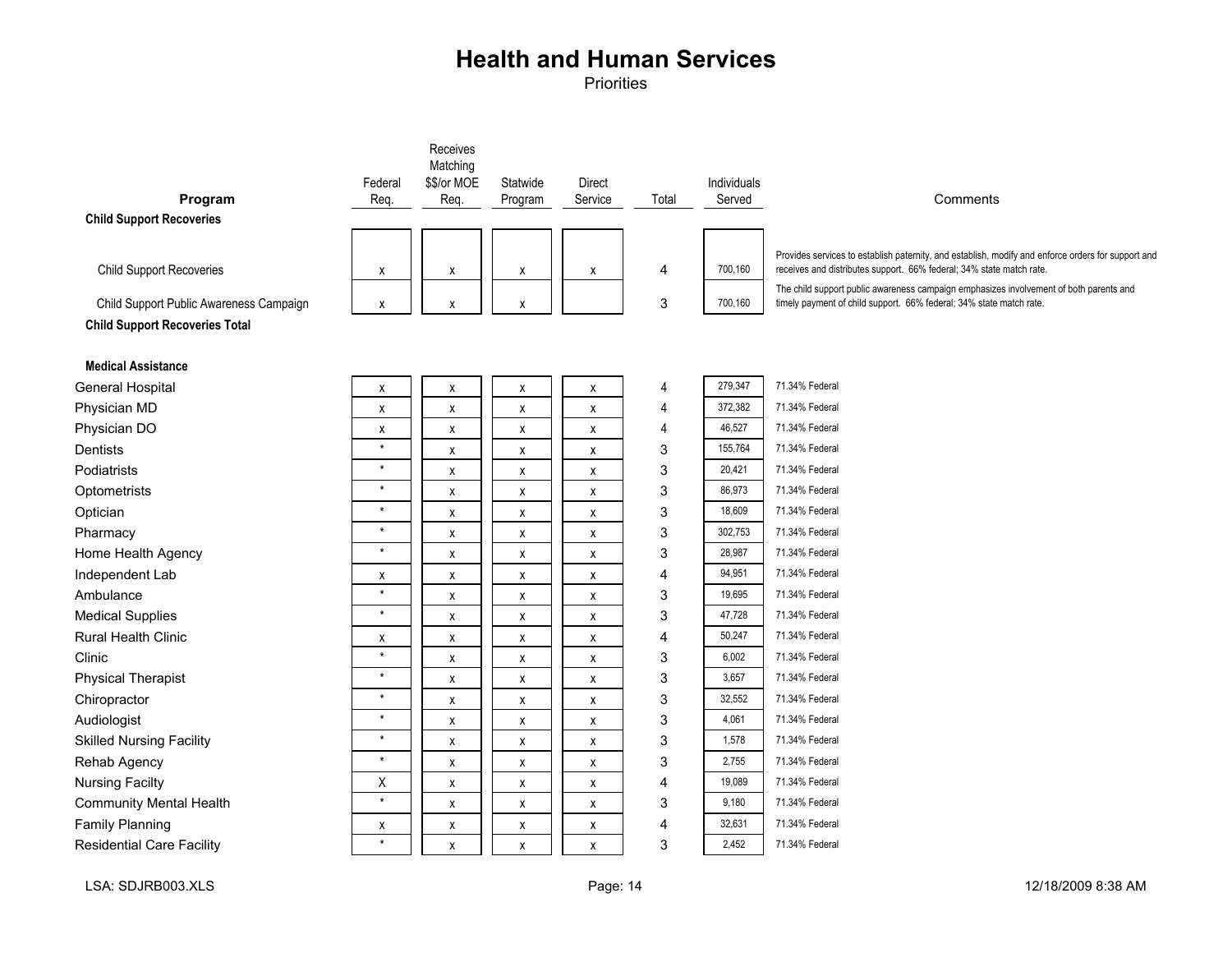# Health and Human Services

Priorities

| Program | Federal Req. | Receives Matching $$/or MOE Req. | Statewide Program | Direct Service | Total | Individuals Served | Comments |
|---|---|---|---|---|---|---|---|
| **Child Support Recoveries** | | | | | | | |
| Child Support Recoveries | x | x | x | x | 4 | 700,160 | Provides services to establish paternity, and establish, modify and enforce orders for support and receives and distributes support. 66% federal; 34% state match rate. |
| Child Support Public Awareness Campaign | x | x | x | | 3 | 700,160 | The child support public awareness campaign emphasizes involvement of both parents and timely payment of child support. 66% federal; 34% state match rate. |
| **Child Support Recoveries Total** | | | | | | | |
| **Medical Assistance** | | | | | | | |
| General Hospital | x | x | x | x | 4 | 279,347 | 71.34% Federal |
| Physician MD | x | x | x | x | 4 | 372,382 | 71.34% Federal |
| Physician DO | x | x | x | x | 4 | 46,527 | 71.34% Federal |
| Dentists | * | x | x | x | 3 | 155,764 | 71.34% Federal |
| Podiatrists | * | x | x | x | 3 | 20,421 | 71.34% Federal |
| Optometrists | * | x | x | x | 3 | 86,973 | 71.34% Federal |
| Optician | * | x | x | x | 3 | 18,609 | 71.34% Federal |
| Pharmacy | * | x | x | x | 3 | 302,753 | 71.34% Federal |
| Home Health Agency | * | x | x | x | 3 | 28,987 | 71.34% Federal |
| Independent Lab | x | x | x | x | 4 | 94,951 | 71.34% Federal |
| Ambulance | * | x | x | x | 3 | 19,695 | 71.34% Federal |
| Medical Supplies | * | x | x | x | 3 | 47,728 | 71.34% Federal |
| Rural Health Clinic | x | x | x | x | 4 | 50,247 | 71.34% Federal |
| Clinic | * | x | x | x | 3 | 6,002 | 71.34% Federal |
| Physical Therapist | * | x | x | x | 3 | 3,657 | 71.34% Federal |
| Chiropractor | * | x | x | x | 3 | 32,552 | 71.34% Federal |
| Audiologist | * | x | x | x | 3 | 4,061 | 71.34% Federal |
| Skilled Nursing Facility | * | x | x | x | 3 | 1,578 | 71.34% Federal |
| Rehab Agency | * | x | x | x | 3 | 2,755 | 71.34% Federal |
| Nursing Facilty | X | x | x | x | 4 | 19,089 | 71.34% Federal |
| Community Mental Health | * | x | x | x | 3 | 9,180 | 71.34% Federal |
| Family Planning | x | x | x | x | 4 | 32,631 | 71.34% Federal |
| Residential Care Facility | * | x | x | x | 3 | 2,452 | 71.34% Federal |

LSA: SDJRB003.XLS 12/18/2009 8:38 AM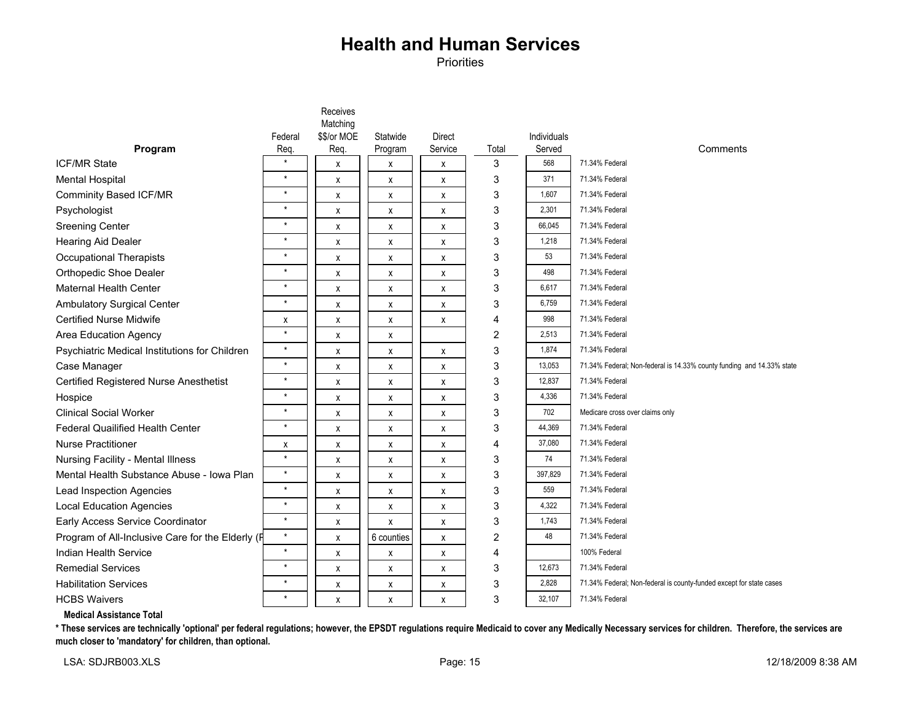# Health and Human Services

Priorities

| Program | Federal Req. | Receives Matching $$/or MOE Req. | Statewide Program | Direct Service | Total | Individuals Served | Comments |
|---|---|---|---|---|---|---|---|
| ICF/MR State | * | x | x | x | 3 | 568 | 71.34% Federal |
| Mental Hospital | * | x | x | x | 3 | 371 | 71.34% Federal |
| Comminity Based ICF/MR | * | x | x | x | 3 | 1,607 | 71.34% Federal |
| Psychologist | * | x | x | x | 3 | 2,301 | 71.34% Federal |
| Sreening Center | * | x | x | x | 3 | 66,045 | 71.34% Federal |
| Hearing Aid Dealer | * | x | x | x | 3 | 1,218 | 71.34% Federal |
| Occupational Therapists | * | x | x | x | 3 | 53 | 71.34% Federal |
| Orthopedic Shoe Dealer | * | x | x | x | 3 | 498 | 71.34% Federal |
| Maternal Health Center | * | x | x | x | 3 | 6,617 | 71.34% Federal |
| Ambulatory Surgical Center | * | x | x | x | 3 | 6,759 | 71.34% Federal |
| Certified Nurse Midwife | x | x | x | x | 4 | 998 | 71.34% Federal |
| Area Education Agency | * | x | x | | 2 | 2,513 | 71.34% Federal |
| Psychiatric Medical Institutions for Children | * | x | x | x | 3 | 1,874 | 71.34% Federal |
| Case Manager | * | x | x | x | 3 | 13,053 | 71.34% Federal; Non-federal is 14.33% county funding and 14.33% state |
| Certified Registered Nurse Anesthetist | * | x | x | x | 3 | 12,837 | 71.34% Federal |
| Hospice | * | x | x | x | 3 | 4,336 | 71.34% Federal |
| Clinical Social Worker | * | x | x | x | 3 | 702 | Medicare cross over claims only |
| Federal Quailified Health Center | * | x | x | x | 3 | 44,369 | 71.34% Federal |
| Nurse Practitioner | x | x | x | x | 4 | 37,080 | 71.34% Federal |
| Nursing Facility - Mental Illness | * | x | x | x | 3 | 74 | 71.34% Federal |
| Mental Health Substance Abuse - Iowa Plan | * | x | x | x | 3 | 397,829 | 71.34% Federal |
| Lead Inspection Agencies | * | x | x | x | 3 | 559 | 71.34% Federal |
| Local Education Agencies | * | x | x | x | 3 | 4,322 | 71.34% Federal |
| Early Access Service Coordinator | * | x | x | x | 3 | 1,743 | 71.34% Federal |
| Program of All-Inclusive Care for the Elderly (F | * | x | 6 counties | x | 2 | 48 | 71.34% Federal |
| Indian Health Service | * | x | x | x | 4 | | 100% Federal |
| Remedial Services | * | x | x | x | 3 | 12,673 | 71.34% Federal |
| Habilitation Services | * | x | x | x | 3 | 2,828 | 71.34% Federal; Non-federal is county-funded except for state cases |
| HCBS Waivers | * | x | x | x | 3 | 32,107 | 71.34% Federal |
| **Medical Assistance Total** | | | | | | | |

**\* These services are technically 'optional' per federal regulations; however, the EPSDT regulations require Medicaid to cover any Medically Necessary services for children. Therefore, the services are much closer to 'mandatory' for children, than optional.**

LSA: SDJRB003.XLS — 12/18/2009 8:38 AM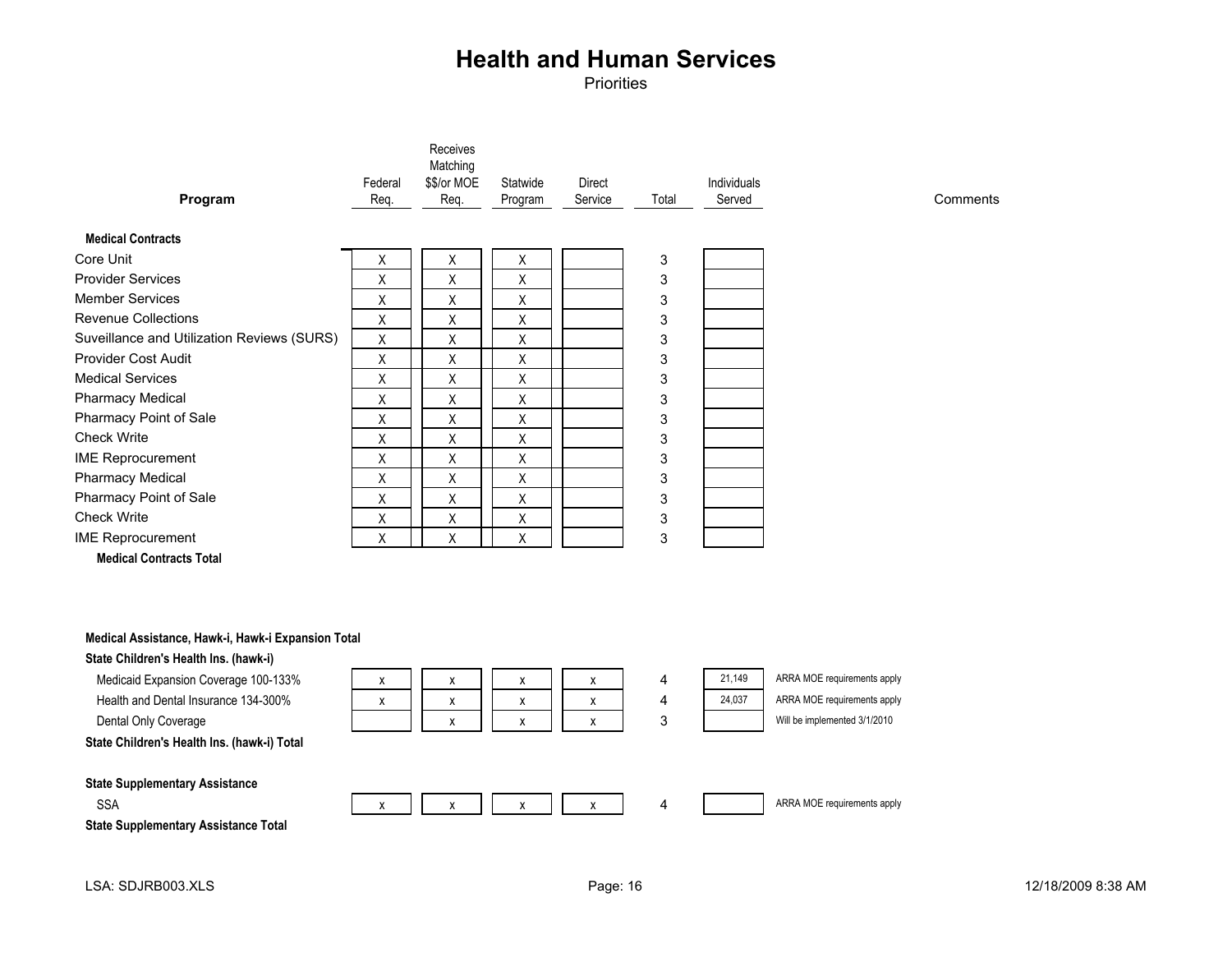# Health and Human Services

Priorities

| Program | Federal Req. | Receives Matching $$/or MOE Req. | Statwide Program | Direct Service | Total | Individuals Served | Comments |
|---|---|---|---|---|---|---|---|
| **Medical Contracts** | | | | | | | |
| Core Unit | X | X | X | | 3 | | |
| Provider Services | X | X | X | | 3 | | |
| Member Services | X | X | X | | 3 | | |
| Revenue Collections | X | X | X | | 3 | | |
| Suveillance and Utilization Reviews (SURS) | X | X | X | | 3 | | |
| Provider Cost Audit | X | X | X | | 3 | | |
| Medical Services | X | X | X | | 3 | | |
| Pharmacy Medical | X | X | X | | 3 | | |
| Pharmacy Point of Sale | X | X | X | | 3 | | |
| Check Write | X | X | X | | 3 | | |
| IME Reprocurement | X | X | X | | 3 | | |
| Pharmacy Medical | X | X | X | | 3 | | |
| Pharmacy Point of Sale | X | X | X | | 3 | | |
| Check Write | X | X | X | | 3 | | |
| IME Reprocurement | X | X | X | | 3 | | |
| **Medical Contracts Total** | | | | | | | |
| **Medical Assistance, Hawk-i, Hawk-i Expansion Total** | | | | | | | |
| **State Children's Health Ins. (hawk-i)** | | | | | | | |
| Medicaid Expansion Coverage 100-133% | x | x | x | x | 4 | 21,149 | ARRA MOE requirements apply |
| Health and Dental Insurance 134-300% | x | x | x | x | 4 | 24,037 | ARRA MOE requirements apply |
| Dental Only Coverage | | x | x | x | 3 | | Will be implemented 3/1/2010 |
| **State Children's Health Ins. (hawk-i) Total** | | | | | | | |
| **State Supplementary Assistance** | | | | | | | |
| SSA | x | x | x | x | 4 | | ARRA MOE requirements apply |
| **State Supplementary Assistance Total** | | | | | | | |

LSA: SDJRB003.XLS 12/18/2009 8:38 AM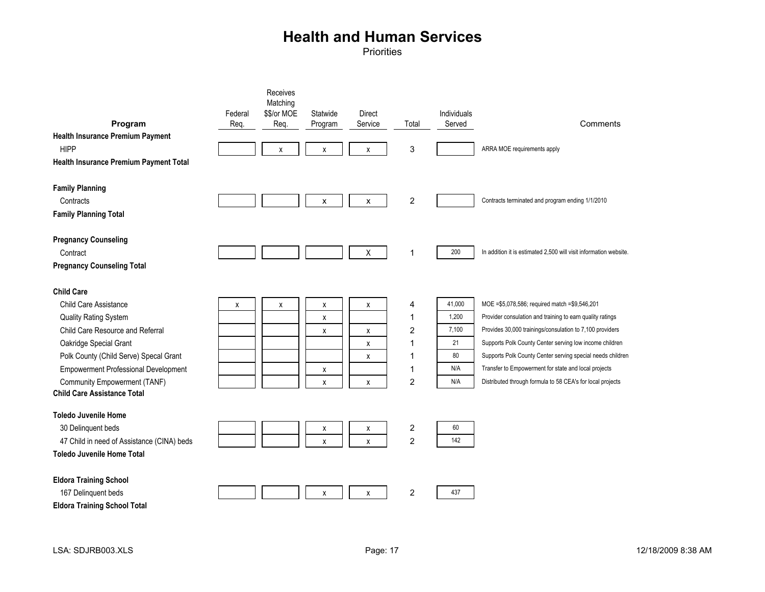# Health and Human Services

Priorities

| Program | Federal Req. | Receives Matching $$/or MOE Req. | Statwide Program | Direct Service | Total | Individuals Served | Comments |
|---|---|---|---|---|---|---|---|
| **Health Insurance Premium Payment** | | | | | | | |
| HIPP | | x | x | x | 3 | | ARRA MOE requirements apply |
| **Health Insurance Premium Payment Total** | | | | | | | |
| **Family Planning** | | | | | | | |
| Contracts | | | x | x | 2 | | Contracts terminated and program ending 1/1/2010 |
| **Family Planning Total** | | | | | | | |
| **Pregnancy Counseling** | | | | | | | |
| Contract | | | | X | 1 | 200 | In addition it is estimated 2,500 will visit information website. |
| **Pregnancy Counseling Total** | | | | | | | |
| **Child Care** | | | | | | | |
| Child Care Assistance | x | x | x | x | 4 | 41,000 | MOE =$5,078,586; required match =$9,546,201 |
| Quality Rating System | | | x | | 1 | 1,200 | Provider consulation and training to earn quality ratings |
| Child Care Resource and Referral | | | x | x | 2 | 7,100 | Provides 30,000 trainings/consulation to 7,100 providers |
| Oakridge Special Grant | | | | x | 1 | 21 | Supports Polk County Center serving low income children |
| Polk County (Child Serve) Specal Grant | | | | x | 1 | 80 | Supports Polk County Center serving special needs children |
| Empowerment Professional Development | | | x | | 1 | N/A | Transfer to Empowerment for state and local projects |
| Community Empowerment (TANF) | | | x | x | 2 | N/A | Distributed through formula to 58 CEA's for local projects |
| **Child Care Assistance Total** | | | | | | | |
| **Toledo Juvenile Home** | | | | | | | |
| 30 Delinquent beds | | | x | x | 2 | 60 | |
| 47 Child in need of Assistance (CINA) beds | | | x | x | 2 | 142 | |
| **Toledo Juvenile Home Total** | | | | | | | |
| **Eldora Training School** | | | | | | | |
| 167 Delinquent beds | | | x | x | 2 | 437 | |
| **Eldora Training School Total** | | | | | | | |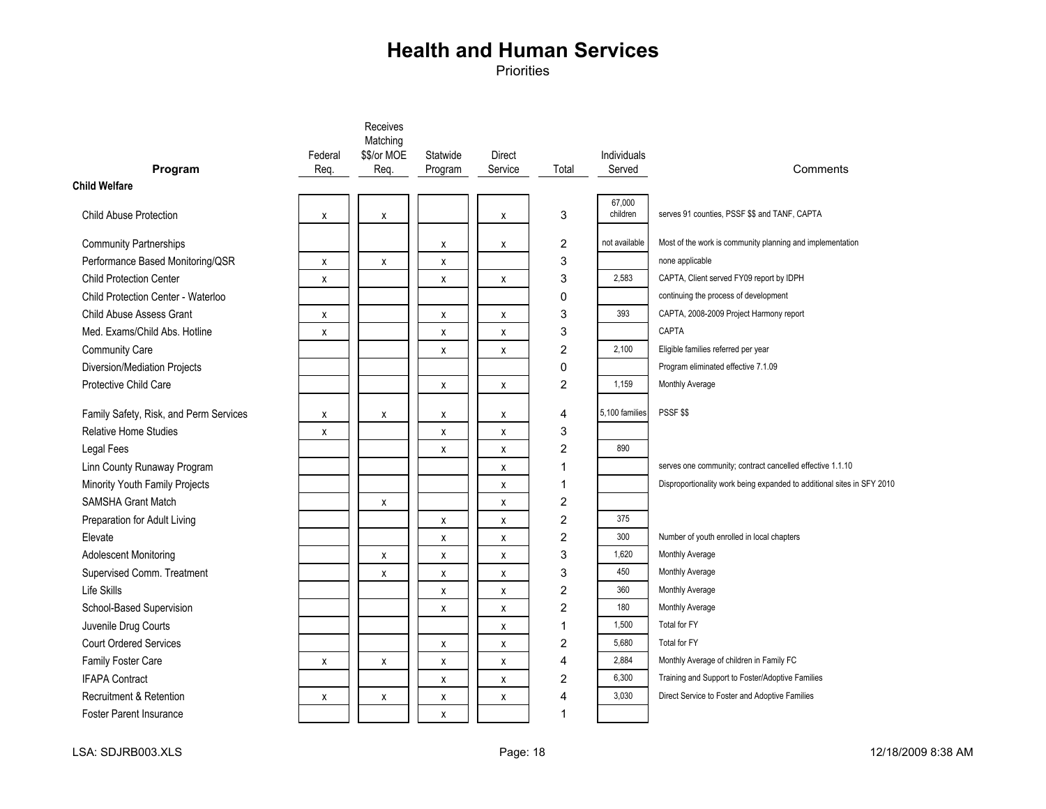# Health and Human Services

Priorities

| Program | Federal Req. | Receives Matching $$/or MOE Req. | Statewide Program | Direct Service | Total | Individuals Served | Comments |
|---|---|---|---|---|---|---|---|
| **Child Welfare** | | | | | | | |
| Child Abuse Protection | x | x | | x | 3 | 67,000 children | serves 91 counties, PSSF $$ and TANF, CAPTA |
| Community Partnerships | | | x | x | 2 | not available | Most of the work is community planning and implementation |
| Performance Based Monitoring/QSR | x | x | x | | 3 | | none applicable |
| Child Protection Center | x | | x | x | 3 | 2,583 | CAPTA, Client served FY09 report by IDPH |
| Child Protection Center - Waterloo | | | | | 0 | | continuing the process of development |
| Child Abuse Assess Grant | x | | x | x | 3 | 393 | CAPTA, 2008-2009 Project Harmony report |
| Med. Exams/Child Abs. Hotline | x | | x | x | 3 | | CAPTA |
| Community Care | | | x | x | 2 | 2,100 | Eligible families referred per year |
| Diversion/Mediation Projects | | | | | 0 | | Program eliminated effective 7.1.09 |
| Protective Child Care | | | x | x | 2 | 1,159 | Monthly Average |
| Family Safety, Risk, and Perm Services | x | x | x | x | 4 | 5,100 families | PSSF $$ |
| Relative Home Studies | x | | x | x | 3 | | |
| Legal Fees | | | x | x | 2 | 890 | |
| Linn County Runaway Program | | | | x | 1 | | serves one community; contract cancelled effective 1.1.10 |
| Minority Youth Family Projects | | | | x | 1 | | Disproportionality work being expanded to additional sites in SFY 2010 |
| SAMSHA Grant Match | | x | | x | 2 | | |
| Preparation for Adult Living | | | x | x | 2 | 375 | |
| Elevate | | | x | x | 2 | 300 | Number of youth enrolled in local chapters |
| Adolescent Monitoring | | x | x | x | 3 | 1,620 | Monthly Average |
| Supervised Comm. Treatment | | x | x | x | 3 | 450 | Monthly Average |
| Life Skills | | | x | x | 2 | 360 | Monthly Average |
| School-Based Supervision | | | x | x | 2 | 180 | Monthly Average |
| Juvenile Drug Courts | | | | x | 1 | 1,500 | Total for FY |
| Court Ordered Services | | | x | x | 2 | 5,680 | Total for FY |
| Family Foster Care | x | x | x | x | 4 | 2,884 | Monthly Average of children in Family FC |
| IFAPA Contract | | | x | x | 2 | 6,300 | Training and Support to Foster/Adoptive Families |
| Recruitment & Retention | x | x | x | x | 4 | 3,030 | Direct Service to Foster and Adoptive Families |
| Foster Parent Insurance | | | x | | 1 | | |

LSA: SDJRB003.XLS 12/18/2009 8:38 AM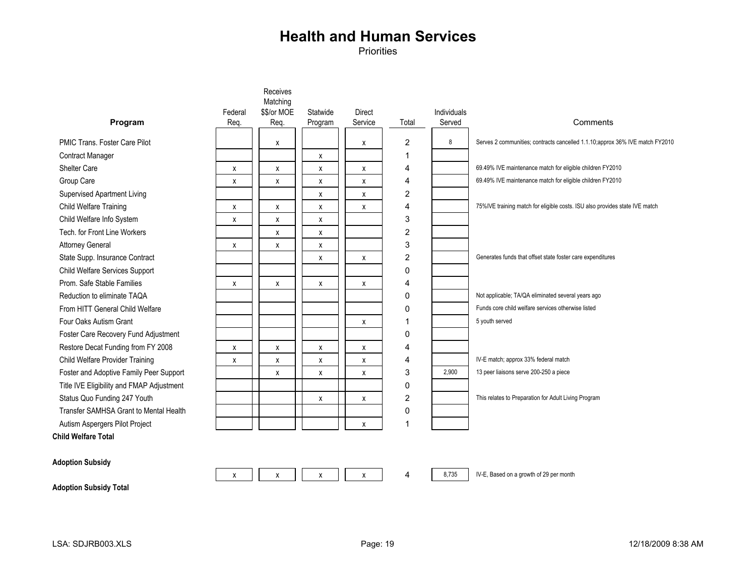# Health and Human Services

Priorities

| Program | Federal Req. | Receives Matching $$/or MOE Req. | Statewide Program | Direct Service | Total | Individuals Served | Comments |
|---|---|---|---|---|---|---|---|
| PMIC Trans. Foster Care Pilot | | x | | x | 2 | 8 | Serves 2 communities; contracts cancelled 1.1.10;approx 36% IVE match FY2010 |
| Contract Manager | | | x | | 1 | | |
| Shelter Care | x | x | x | x | 4 | | 69.49% IVE maintenance match for eligible children FY2010 |
| Group Care | x | x | x | x | 4 | | 69.49% IVE maintenance match for eligible children FY2010 |
| Supervised Apartment Living | | | x | x | 2 | | |
| Child Welfare Training | x | x | x | x | 4 | | 75%IVE training match for eligible costs. ISU also provides state IVE match |
| Child Welfare Info System | x | x | x | | 3 | | |
| Tech. for Front Line Workers | | x | x | | 2 | | |
| Attorney General | x | x | x | | 3 | | |
| State Supp. Insurance Contract | | | x | x | 2 | | Generates funds that offset state foster care expenditures |
| Child Welfare Services Support | | | | | 0 | | |
| Prom. Safe Stable Families | x | x | x | x | 4 | | |
| Reduction to eliminate TAQA | | | | | 0 | | Not applicable; TA/QA eliminated several years ago |
| From HITT General Child Welfare | | | | | 0 | | Funds core child welfare services otherwise listed |
| Four Oaks Autism Grant | | | | x | 1 | | 5 youth served |
| Foster Care Recovery Fund Adjustment | | | | | 0 | | |
| Restore Decat Funding from FY 2008 | x | x | x | x | 4 | | |
| Child Welfare Provider Training | x | x | x | x | 4 | | IV-E match; approx 33% federal match |
| Foster and Adoptive Family Peer Support | | x | x | x | 3 | 2,900 | 13 peer liaisons serve 200-250 a piece |
| Title IVE Eligibility and FMAP Adjustment | | | | | 0 | | |
| Status Quo Funding 247 Youth | | | x | x | 2 | | This relates to Preparation for Adult Living Program |
| Transfer SAMHSA Grant to Mental Health | | | | | 0 | | |
| Autism Aspergers Pilot Project | | | | x | 1 | | |
| **Child Welfare Total** | | | | | | | |
| **Adoption Subsidy** | | | | | | | |
| | x | x | x | x | 4 | 8,735 | IV-E, Based on a growth of 29 per month |
| **Adoption Subsidy Total** | | | | | | | |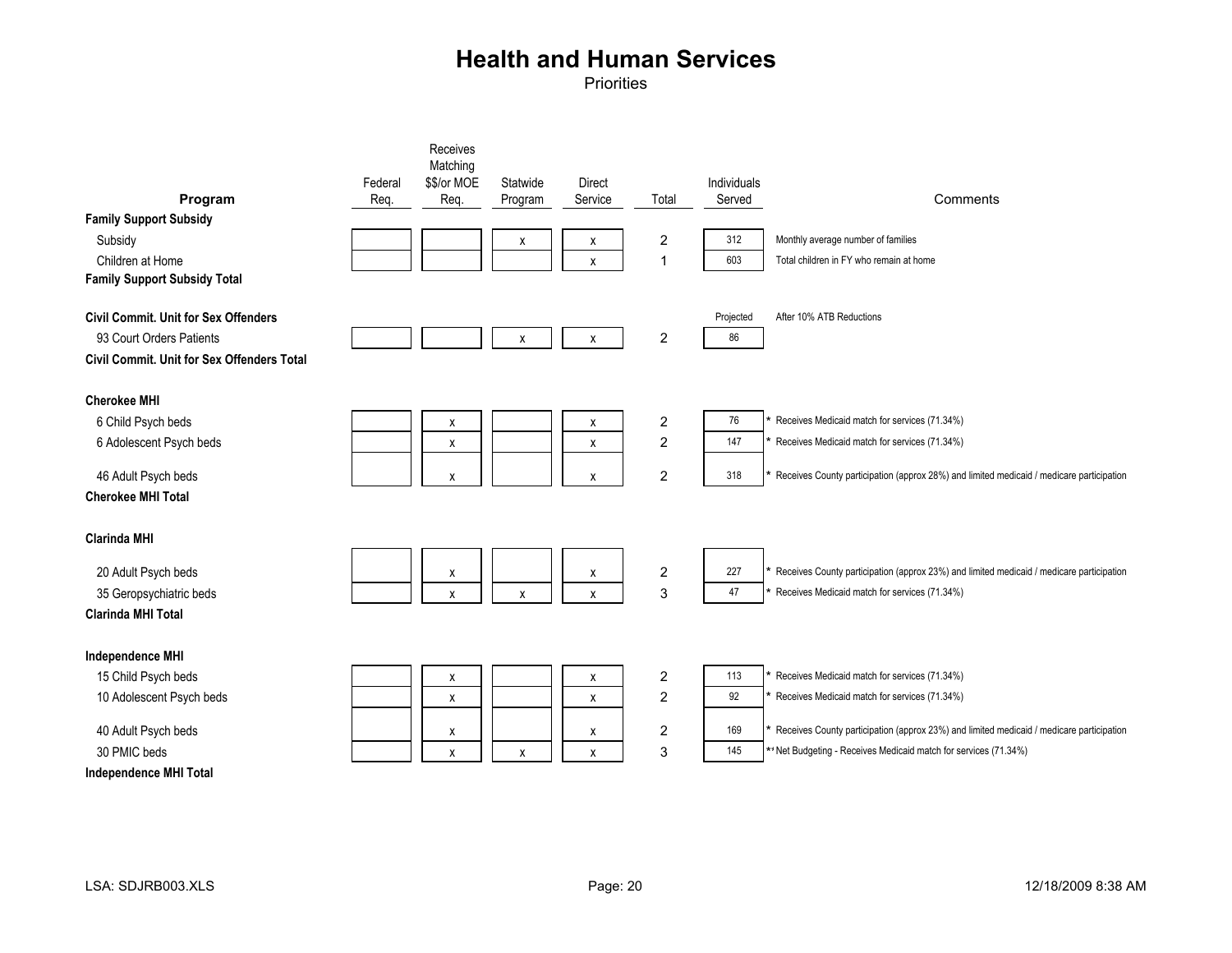# Health and Human Services

Priorities

| Program | Federal Req. | Receives Matching $$/or MOE Req. | Statewide Program | Direct Service | Total | Individuals Served | Comments |
|---|---|---|---|---|---|---|---|
| **Family Support Subsidy** | | | | | | | |
| Subsidy | | | x | x | 2 | 312 | Monthly average number of families |
| Children at Home | | | | x | 1 | 603 | Total children in FY who remain at home |
| **Family Support Subsidy Total** | | | | | | | |
| | | | | | | | |
| **Civil Commit. Unit for Sex Offenders** | | | | | | Projected | After 10% ATB Reductions |
| 93 Court Orders Patients | | | x | x | 2 | 86 | |
| **Civil Commit. Unit for Sex Offenders Total** | | | | | | | |
| | | | | | | | |
| **Cherokee MHI** | | | | | | | |
| 6 Child Psych beds | | x | | x | 2 | 76 | * Receives Medicaid match for services (71.34%) |
| 6 Adolescent Psych beds | | x | | x | 2 | 147 | * Receives Medicaid match for services (71.34%) |
| 46 Adult Psych beds | | x | | x | 2 | 318 | * Receives County participation (approx 28%) and limited medicaid / medicare participation |
| **Cherokee MHI Total** | | | | | | | |
| | | | | | | | |
| **Clarinda MHI** | | | | | | | |
| 20 Adult Psych beds | | x | | x | 2 | 227 | * Receives County participation (approx 23%) and limited medicaid / medicare participation |
| 35 Geropsychiatric beds | | x | x | x | 3 | 47 | * Receives Medicaid match for services (71.34%) |
| **Clarinda MHI Total** | | | | | | | |
| | | | | | | | |
| **Independence MHI** | | | | | | | |
| 15 Child Psych beds | | x | | x | 2 | 113 | * Receives Medicaid match for services (71.34%) |
| 10 Adolescent Psych beds | | x | | x | 2 | 92 | * Receives Medicaid match for services (71.34%) |
| 40 Adult Psych beds | | x | | x | 2 | 169 | * Receives County participation (approx 23%) and limited medicaid / medicare participation |
| 30 PMIC beds | | x | x | x | 3 | 145 | ** Net Budgeting - Receives Medicaid match for services (71.34%) |
| **Independence MHI Total** | | | | | | | |

LSA: SDJRB003.XLS 12/18/2009 8:38 AM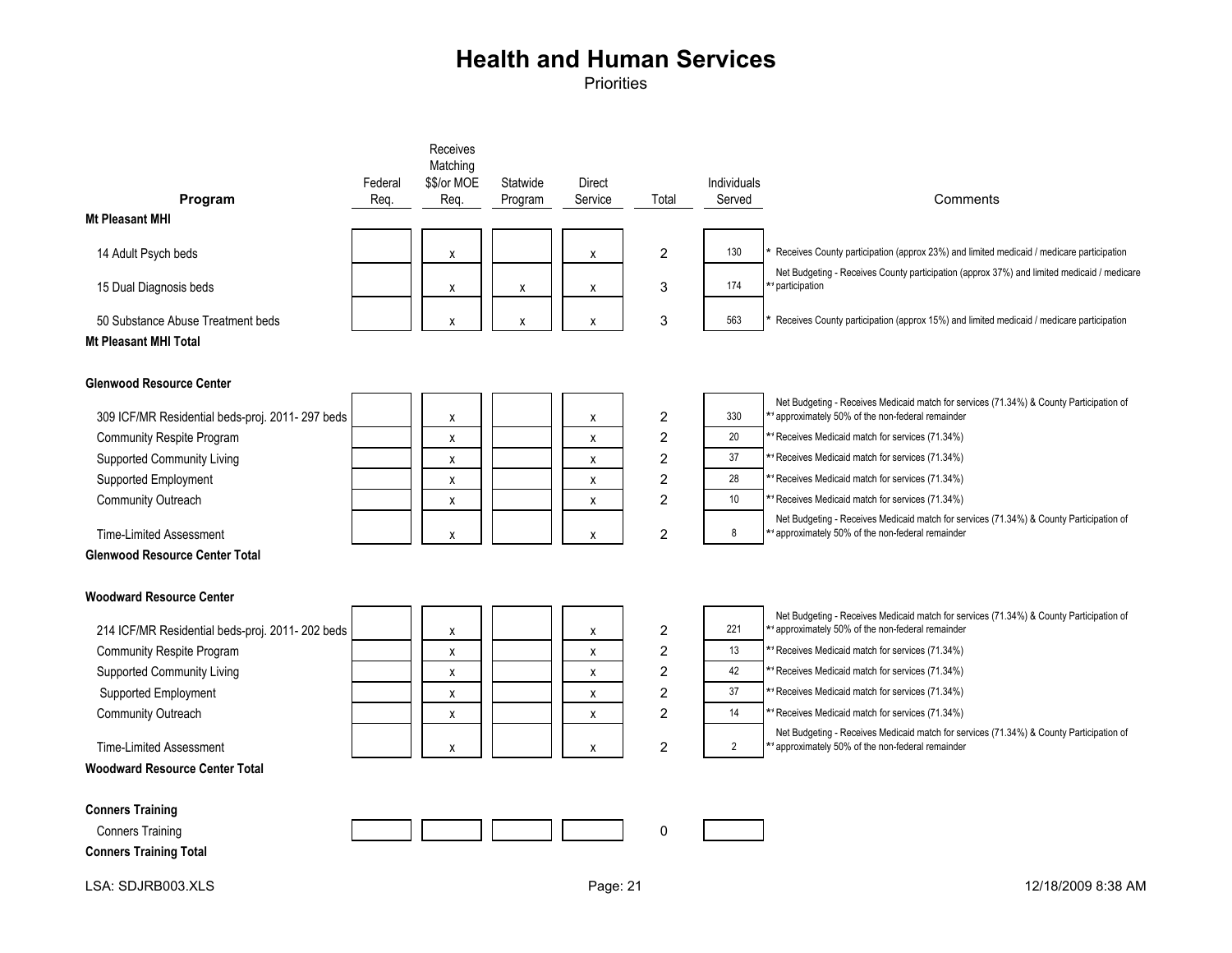# Health and Human Services

Priorities

| Program | Federal Req. | Receives Matching $$/or MOE Req. | Statewide Program | Direct Service | Total | Individuals Served | Comments |
|---|---|---|---|---|---|---|---|
| **Mt Pleasant MHI** | | | | | | | |
| 14 Adult Psych beds | | x | | x | 2 | 130 | * Receives County participation (approx 23%) and limited medicaid / medicare participation |
| 15 Dual Diagnosis beds | | x | x | x | 3 | 174 | ** Net Budgeting - Receives County participation (approx 37%) and limited medicaid / medicare participation |
| 50 Substance Abuse Treatment beds | | x | x | x | 3 | 563 | * Receives County participation (approx 15%) and limited medicaid / medicare participation |
| **Mt Pleasant MHI Total** | | | | | | | |
| **Glenwood Resource Center** | | | | | | | |
| 309 ICF/MR Residential beds-proj. 2011- 297 beds | | x | | x | 2 | 330 | ** Net Budgeting - Receives Medicaid match for services (71.34%) & County Participation of approximately 50% of the non-federal remainder |
| Community Respite Program | | x | | x | 2 | 20 | ** Receives Medicaid match for services (71.34%) |
| Supported Community Living | | x | | x | 2 | 37 | ** Receives Medicaid match for services (71.34%) |
| Supported Employment | | x | | x | 2 | 28 | ** Receives Medicaid match for services (71.34%) |
| Community Outreach | | x | | x | 2 | 10 | ** Receives Medicaid match for services (71.34%) |
| Time-Limited Assessment | | x | | x | 2 | 8 | ** Net Budgeting - Receives Medicaid match for services (71.34%) & County Participation of approximately 50% of the non-federal remainder |
| **Glenwood Resource Center Total** | | | | | | | |
| **Woodward Resource Center** | | | | | | | |
| 214 ICF/MR Residential beds-proj. 2011- 202 beds | | x | | x | 2 | 221 | ** Net Budgeting - Receives Medicaid match for services (71.34%) & County Participation of approximately 50% of the non-federal remainder |
| Community Respite Program | | x | | x | 2 | 13 | ** Receives Medicaid match for services (71.34%) |
| Supported Community Living | | x | | x | 2 | 42 | ** Receives Medicaid match for services (71.34%) |
| Supported Employment | | x | | x | 2 | 37 | ** Receives Medicaid match for services (71.34%) |
| Community Outreach | | x | | x | 2 | 14 | ** Receives Medicaid match for services (71.34%) |
| Time-Limited Assessment | | x | | x | 2 | 2 | ** Net Budgeting - Receives Medicaid match for services (71.34%) & County Participation of approximately 50% of the non-federal remainder |
| **Woodward Resource Center Total** | | | | | | | |
| **Conners Training** | | | | | | | |
| Conners Training | | | | | 0 | | |
| **Conners Training Total** | | | | | | | |

LSA: SDJRB003.XLS

12/18/2009 8:38 AM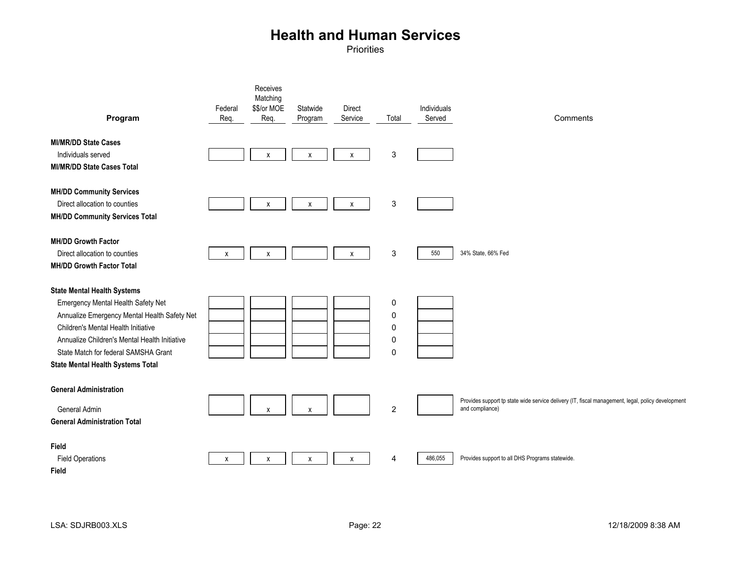# Health and Human Services

Priorities

| Program | Federal Req. | Receives Matching $$/or MOE Req. | Statwide Program | Direct Service | Total | Individuals Served | Comments |
|---|---|---|---|---|---|---|---|
| **MI/MR/DD State Cases** | | | | | | | |
| Individuals served | | x | x | x | 3 | | |
| **MI/MR/DD State Cases Total** | | | | | | | |
| **MH/DD Community Services** | | | | | | | |
| Direct allocation to counties | | x | x | x | 3 | | |
| **MH/DD Community Services Total** | | | | | | | |
| **MH/DD Growth Factor** | | | | | | | |
| Direct allocation to counties | x | x | | x | 3 | 550 | 34% State, 66% Fed |
| **MH/DD Growth Factor Total** | | | | | | | |
| **State Mental Health Systems** | | | | | | | |
| Emergency Mental Health Safety Net | | | | | 0 | | |
| Annualize Emergency Mental Health Safety Net | | | | | 0 | | |
| Children's Mental Health Initiative | | | | | 0 | | |
| Annualize Children's Mental Health Initiative | | | | | 0 | | |
| State Match for federal SAMSHA Grant | | | | | 0 | | |
| **State Mental Health Systems Total** | | | | | | | |
| **General Administration** | | | | | | | |
| General Admin | | x | x | | 2 | | Provides support tp state wide service delivery (IT, fiscal management, legal, policy development and compliance) |
| **General Administration Total** | | | | | | | |
| **Field** | | | | | | | |
| Field Operations | x | x | x | x | 4 | 486,055 | Provides support to all DHS Programs statewide. |
| **Field** | | | | | | | |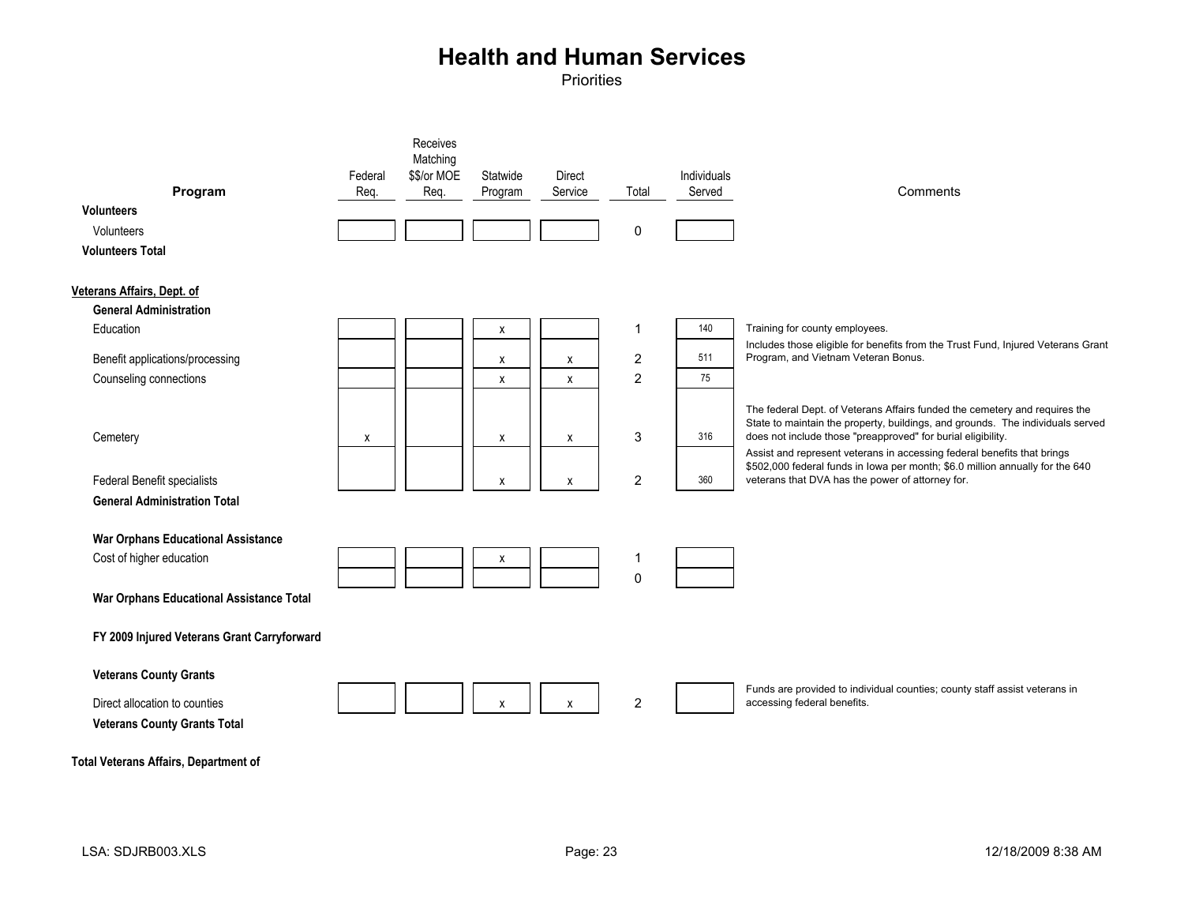# Health and Human Services

Priorities

| Program | Federal Req. | Receives Matching $$/or MOE Req. | Statwide Program | Direct Service | Total | Individuals Served | Comments |
|---|---|---|---|---|---|---|---|
| **Volunteers** | | | | | | | |
| Volunteers | | | | | 0 | | |
| **Volunteers Total** | | | | | | | |
| **Veterans Affairs, Dept. of** | | | | | | | |
| **General Administration** | | | | | | | |
| Education | | | x | | 1 | 140 | Training for county employees. |
| Benefit applications/processing | | | x | x | 2 | 511 | Includes those eligible for benefits from the Trust Fund, Injured Veterans Grant Program, and Vietnam Veteran Bonus. |
| Counseling connections | | | x | x | 2 | 75 | |
| Cemetery | x | | x | x | 3 | 316 | The federal Dept. of Veterans Affairs funded the cemetery and requires the State to maintain the property, buildings, and grounds. The individuals served does not include those "preapproved" for burial eligibility. |
| Federal Benefit specialists | | | x | x | 2 | 360 | Assist and represent veterans in accessing federal benefits that brings $502,000 federal funds in Iowa per month; $6.0 million annually for the 640 veterans that DVA has the power of attorney for. |
| **General Administration Total** | | | | | | | |
| **War Orphans Educational Assistance** | | | | | | | |
| Cost of higher education | | | x | | 1 | | |
| | | | | | 0 | | |
| **War Orphans Educational Assistance Total** | | | | | | | |
| **FY 2009 Injured Veterans Grant Carryforward** | | | | | | | |
| **Veterans County Grants** | | | | | | | |
| Direct allocation to counties | | | x | x | 2 | | Funds are provided to individual counties; county staff assist veterans in accessing federal benefits. |
| **Veterans County Grants Total** | | | | | | | |
| **Total Veterans Affairs, Department of** | | | | | | | |

LSA: SDJRB003.XLS 12/18/2009 8:38 AM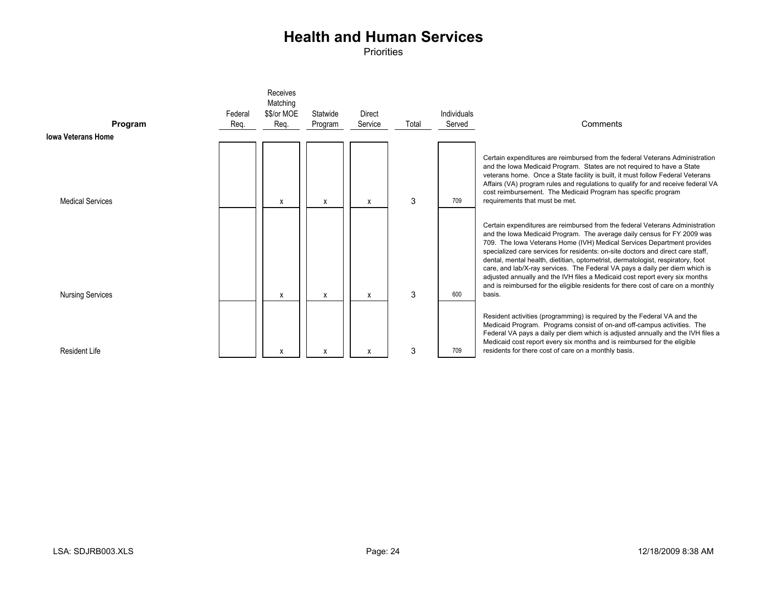# Health and Human Services

Priorities

| Program | Federal Req. | Receives Matching $$/or MOE Req. | Statwide Program | Direct Service | Total | Individuals Served | Comments |
|---|---|---|---|---|---|---|---|
| **Iowa Veterans Home** | | | | | | | |
| Medical Services | | x | x | x | 3 | 709 | Certain expenditures are reimbursed from the federal Veterans Administration and the Iowa Medicaid Program. States are not required to have a State veterans home. Once a State facility is built, it must follow Federal Veterans Affairs (VA) program rules and regulations to qualify for and receive federal VA cost reimbursement. The Medicaid Program has specific program requirements that must be met. |
| Nursing Services | | x | x | x | 3 | 600 | Certain expenditures are reimbursed from the federal Veterans Administration and the Iowa Medicaid Program. The average daily census for FY 2009 was 709. The Iowa Veterans Home (IVH) Medical Services Department provides specialized care services for residents: on-site doctors and direct care staff, dental, mental health, dietitian, optometrist, dermatologist, respiratory, foot care, and lab/X-ray services. The Federal VA pays a daily per diem which is adjusted annually and the IVH files a Medicaid cost report every six months and is reimbursed for the eligible residents for there cost of care on a monthly basis. |
| Resident Life | | x | x | x | 3 | 709 | Resident activities (programming) is required by the Federal VA and the Medicaid Program. Programs consist of on-and off-campus activities. The Federal VA pays a daily per diem which is adjusted annually and the IVH files a Medicaid cost report every six months and is reimbursed for the eligible residents for there cost of care on a monthly basis. |

LSA: SDJRB003.XLS 12/18/2009 8:38 AM